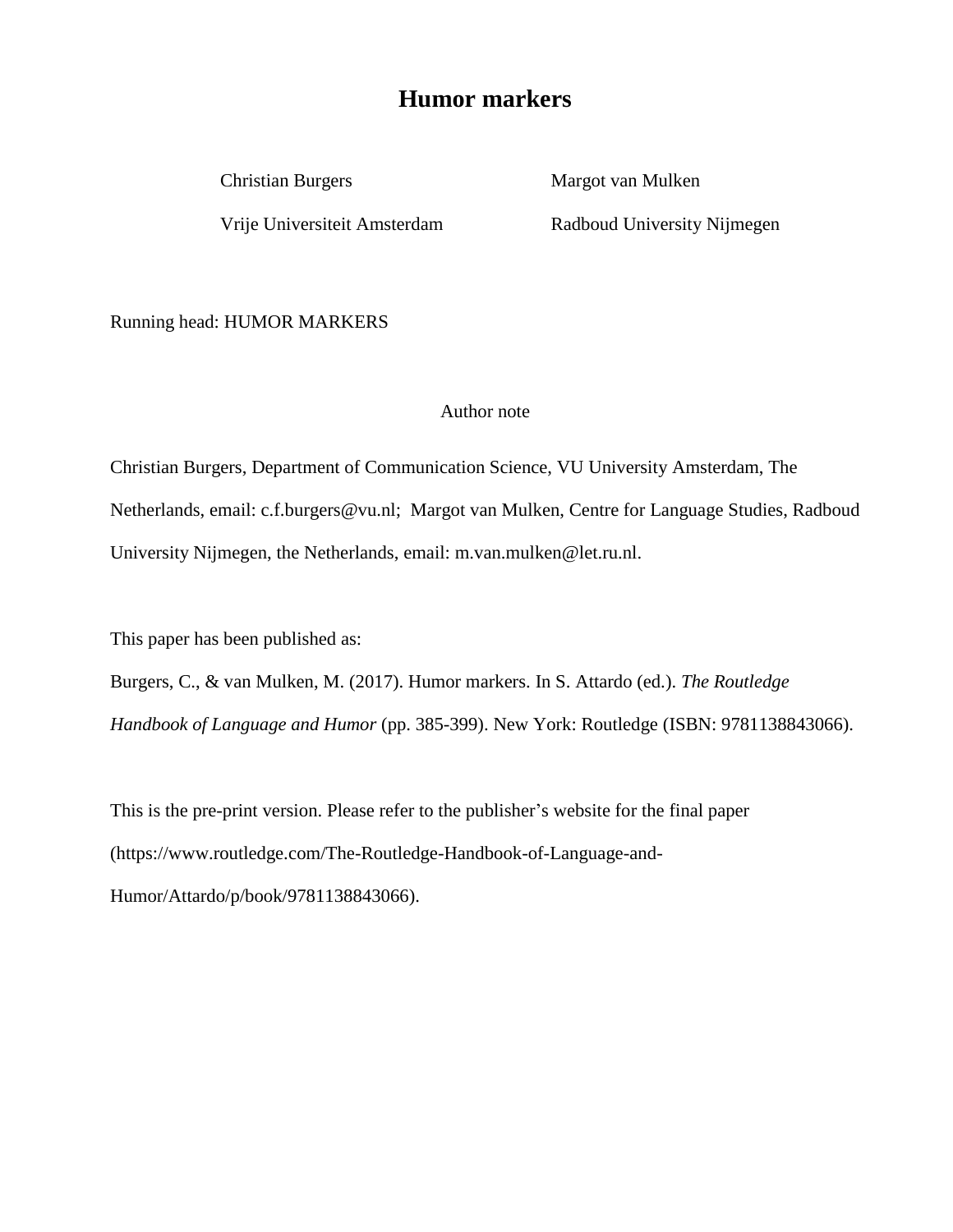# Humor markers

Christian Burgers
Vrije Universiteit Amsterdam

Margot van Mulken
Radboud University Nijmegen

Running head: HUMOR MARKERS

Author note

Christian Burgers, Department of Communication Science, VU University Amsterdam, The Netherlands, email: c.f.burgers@vu.nl; Margot van Mulken, Centre for Language Studies, Radboud University Nijmegen, the Netherlands, email: m.van.mulken@let.ru.nl.

This paper has been published as:

Burgers, C., & van Mulken, M. (2017). Humor markers. In S. Attardo (ed.). *The Routledge Handbook of Language and Humor* (pp. 385-399). New York: Routledge (ISBN: 9781138843066).

This is the pre-print version. Please refer to the publisher's website for the final paper (https://www.routledge.com/The-Routledge-Handbook-of-Language-and-Humor/Attardo/p/book/9781138843066).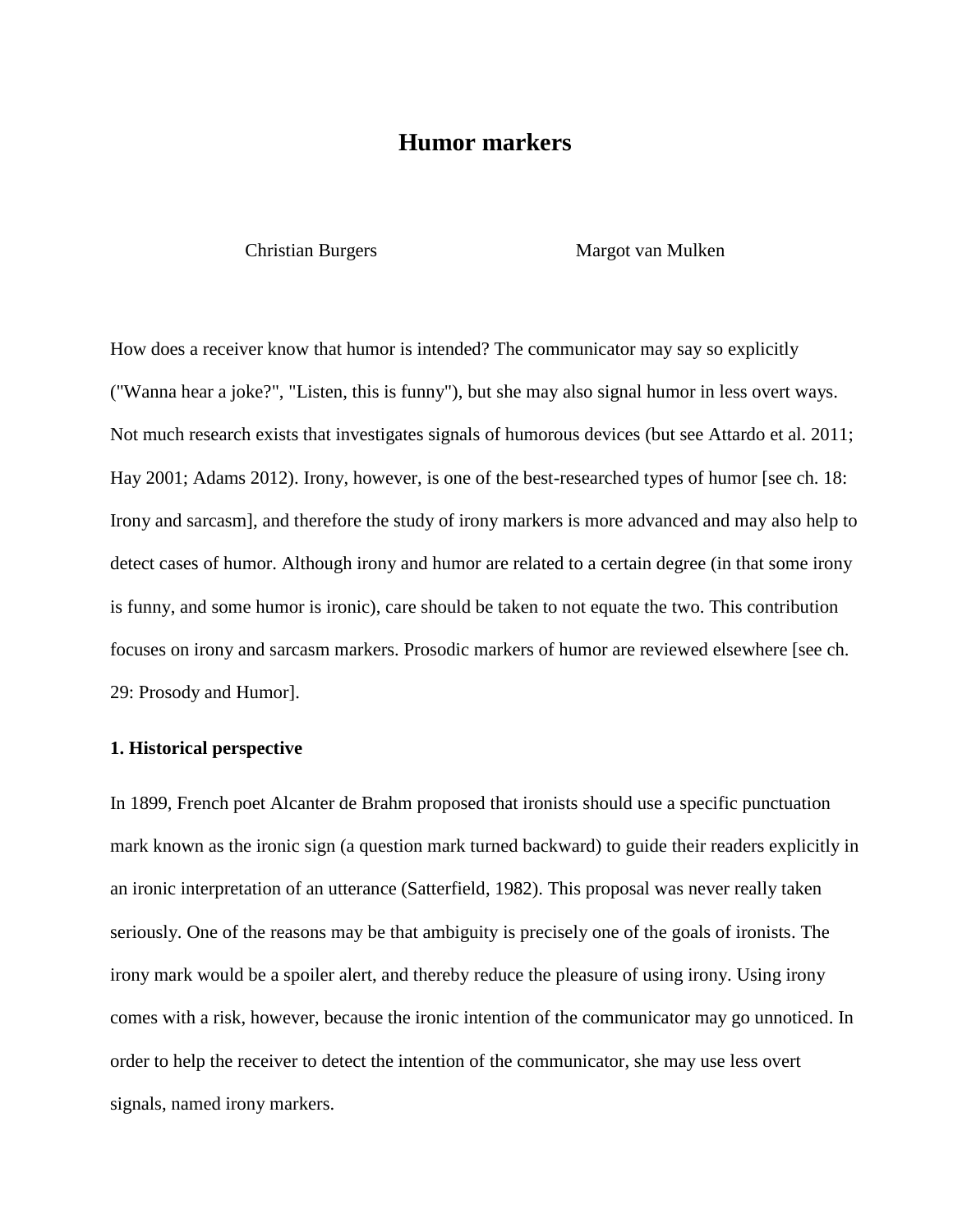# Humor markers

Christian Burgers Margot van Mulken

How does a receiver know that humor is intended? The communicator may say so explicitly ("Wanna hear a joke?", "Listen, this is funny"), but she may also signal humor in less overt ways. Not much research exists that investigates signals of humorous devices (but see Attardo et al. 2011; Hay 2001; Adams 2012). Irony, however, is one of the best-researched types of humor [see ch. 18: Irony and sarcasm], and therefore the study of irony markers is more advanced and may also help to detect cases of humor. Although irony and humor are related to a certain degree (in that some irony is funny, and some humor is ironic), care should be taken to not equate the two. This contribution focuses on irony and sarcasm markers. Prosodic markers of humor are reviewed elsewhere [see ch. 29: Prosody and Humor].

## 1. Historical perspective

In 1899, French poet Alcanter de Brahm proposed that ironists should use a specific punctuation mark known as the ironic sign (a question mark turned backward) to guide their readers explicitly in an ironic interpretation of an utterance (Satterfield, 1982). This proposal was never really taken seriously. One of the reasons may be that ambiguity is precisely one of the goals of ironists. The irony mark would be a spoiler alert, and thereby reduce the pleasure of using irony. Using irony comes with a risk, however, because the ironic intention of the communicator may go unnoticed. In order to help the receiver to detect the intention of the communicator, she may use less overt signals, named irony markers.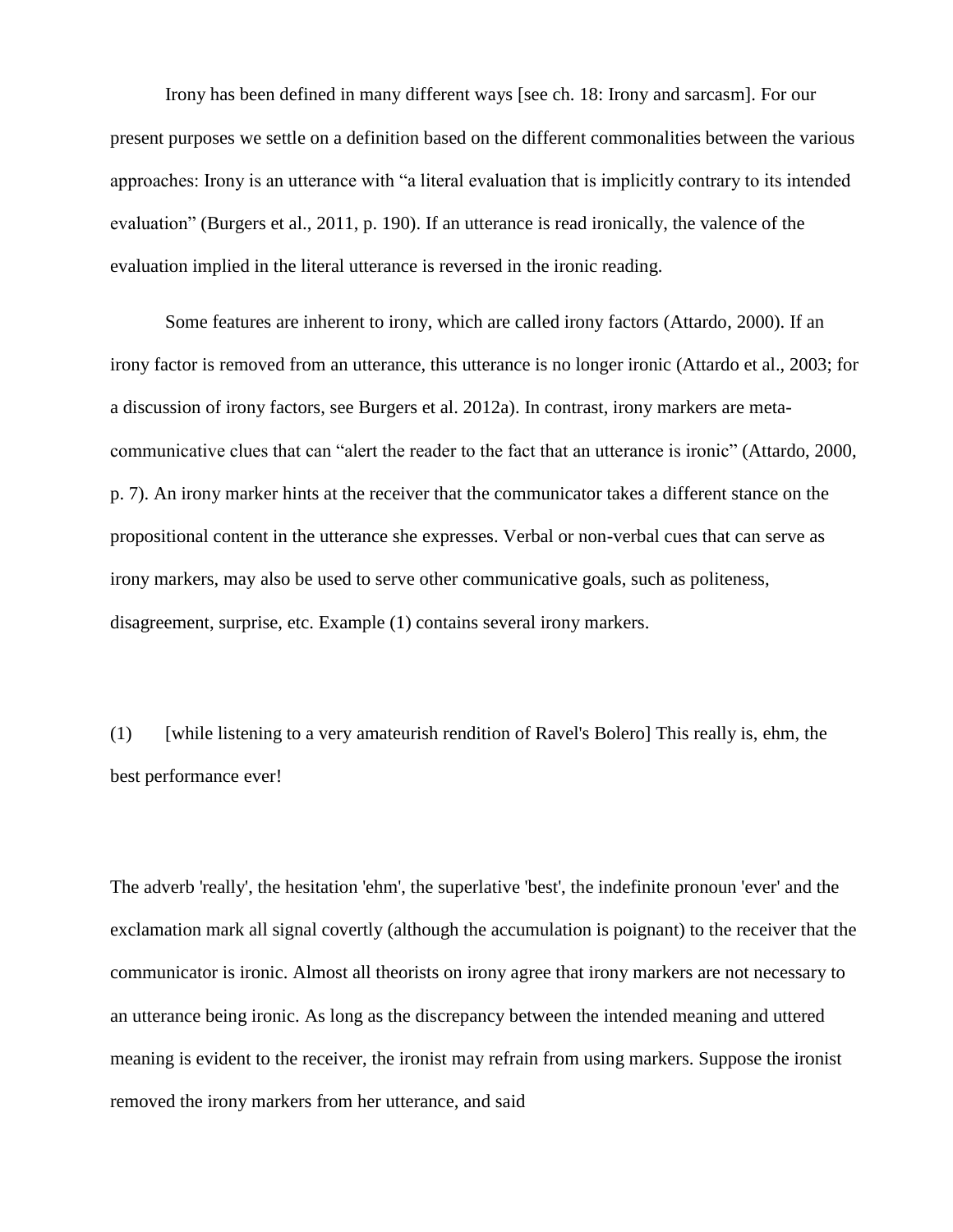Irony has been defined in many different ways [see ch. 18: Irony and sarcasm]. For our present purposes we settle on a definition based on the different commonalities between the various approaches: Irony is an utterance with "a literal evaluation that is implicitly contrary to its intended evaluation" (Burgers et al., 2011, p. 190). If an utterance is read ironically, the valence of the evaluation implied in the literal utterance is reversed in the ironic reading.

Some features are inherent to irony, which are called irony factors (Attardo, 2000). If an irony factor is removed from an utterance, this utterance is no longer ironic (Attardo et al., 2003; for a discussion of irony factors, see Burgers et al. 2012a). In contrast, irony markers are meta-communicative clues that can "alert the reader to the fact that an utterance is ironic" (Attardo, 2000, p. 7). An irony marker hints at the receiver that the communicator takes a different stance on the propositional content in the utterance she expresses. Verbal or non-verbal cues that can serve as irony markers, may also be used to serve other communicative goals, such as politeness, disagreement, surprise, etc. Example (1) contains several irony markers.

(1) [while listening to a very amateurish rendition of Ravel's Bolero] This really is, ehm, the best performance ever!

The adverb 'really', the hesitation 'ehm', the superlative 'best', the indefinite pronoun 'ever' and the exclamation mark all signal covertly (although the accumulation is poignant) to the receiver that the communicator is ironic. Almost all theorists on irony agree that irony markers are not necessary to an utterance being ironic. As long as the discrepancy between the intended meaning and uttered meaning is evident to the receiver, the ironist may refrain from using markers. Suppose the ironist removed the irony markers from her utterance, and said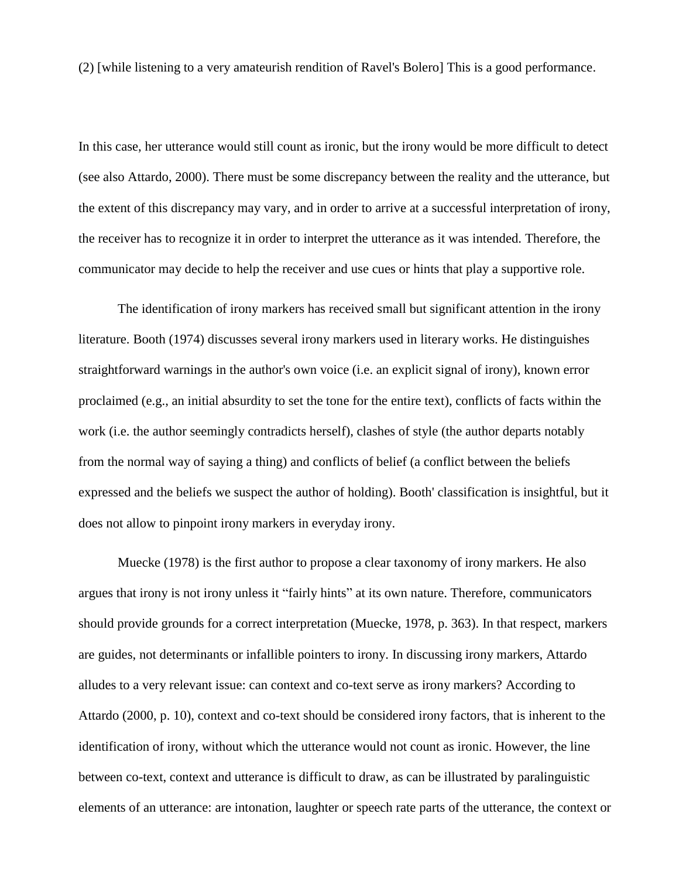(2) [while listening to a very amateurish rendition of Ravel's Bolero] This is a good performance.

In this case, her utterance would still count as ironic, but the irony would be more difficult to detect (see also Attardo, 2000). There must be some discrepancy between the reality and the utterance, but the extent of this discrepancy may vary, and in order to arrive at a successful interpretation of irony, the receiver has to recognize it in order to interpret the utterance as it was intended. Therefore, the communicator may decide to help the receiver and use cues or hints that play a supportive role.

The identification of irony markers has received small but significant attention in the irony literature. Booth (1974) discusses several irony markers used in literary works. He distinguishes straightforward warnings in the author's own voice (i.e. an explicit signal of irony), known error proclaimed (e.g., an initial absurdity to set the tone for the entire text), conflicts of facts within the work (i.e. the author seemingly contradicts herself), clashes of style (the author departs notably from the normal way of saying a thing) and conflicts of belief (a conflict between the beliefs expressed and the beliefs we suspect the author of holding). Booth' classification is insightful, but it does not allow to pinpoint irony markers in everyday irony.

Muecke (1978) is the first author to propose a clear taxonomy of irony markers. He also argues that irony is not irony unless it "fairly hints" at its own nature. Therefore, communicators should provide grounds for a correct interpretation (Muecke, 1978, p. 363). In that respect, markers are guides, not determinants or infallible pointers to irony. In discussing irony markers, Attardo alludes to a very relevant issue: can context and co-text serve as irony markers? According to Attardo (2000, p. 10), context and co-text should be considered irony factors, that is inherent to the identification of irony, without which the utterance would not count as ironic. However, the line between co-text, context and utterance is difficult to draw, as can be illustrated by paralinguistic elements of an utterance: are intonation, laughter or speech rate parts of the utterance, the context or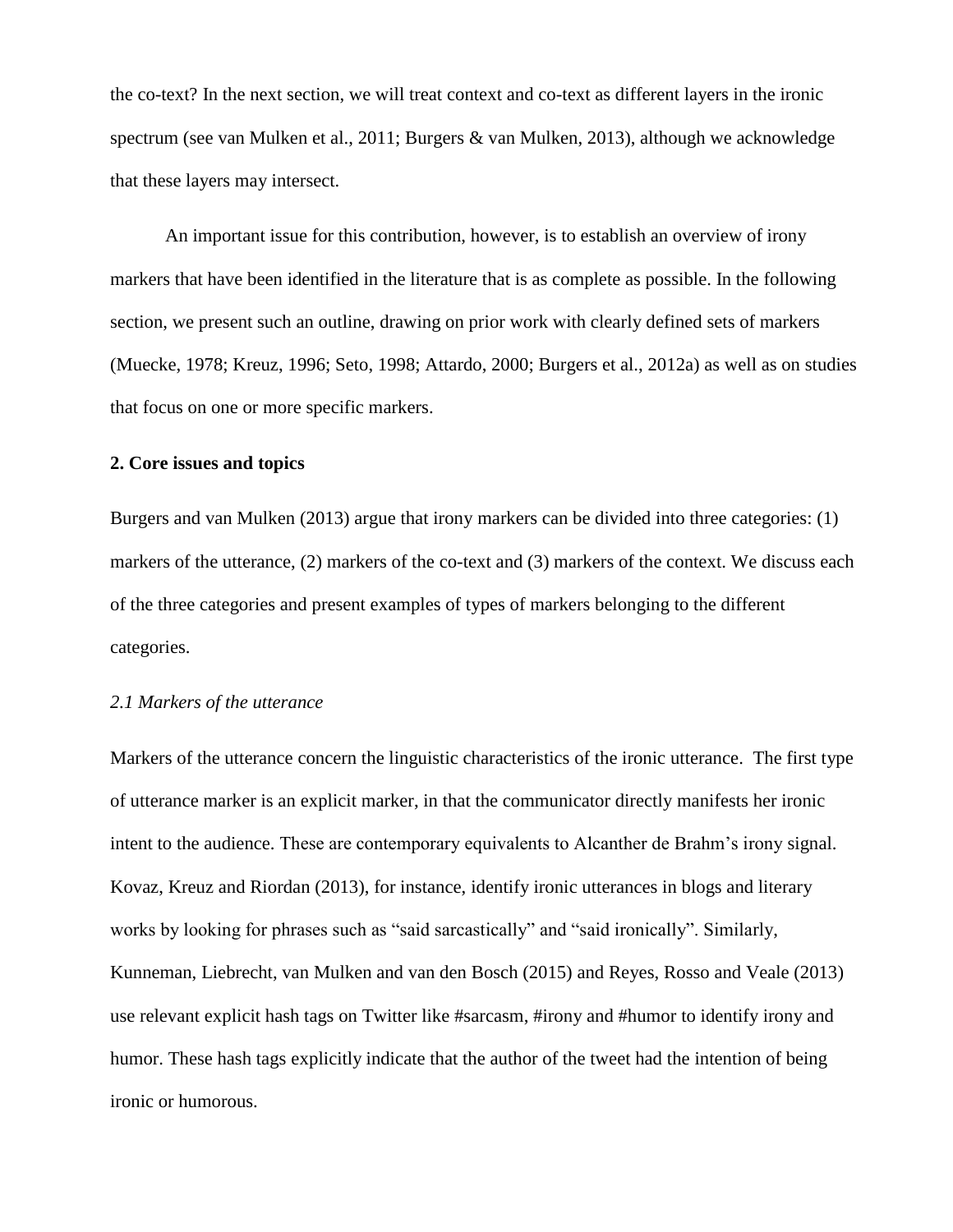the co-text? In the next section, we will treat context and co-text as different layers in the ironic spectrum (see van Mulken et al., 2011; Burgers & van Mulken, 2013), although we acknowledge that these layers may intersect.

An important issue for this contribution, however, is to establish an overview of irony markers that have been identified in the literature that is as complete as possible. In the following section, we present such an outline, drawing on prior work with clearly defined sets of markers (Muecke, 1978; Kreuz, 1996; Seto, 1998; Attardo, 2000; Burgers et al., 2012a) as well as on studies that focus on one or more specific markers.

## 2. Core issues and topics

Burgers and van Mulken (2013) argue that irony markers can be divided into three categories: (1) markers of the utterance, (2) markers of the co-text and (3) markers of the context. We discuss each of the three categories and present examples of types of markers belonging to the different categories.

### *2.1 Markers of the utterance*

Markers of the utterance concern the linguistic characteristics of the ironic utterance. The first type of utterance marker is an explicit marker, in that the communicator directly manifests her ironic intent to the audience. These are contemporary equivalents to Alcanther de Brahm's irony signal. Kovaz, Kreuz and Riordan (2013), for instance, identify ironic utterances in blogs and literary works by looking for phrases such as "said sarcastically" and "said ironically". Similarly, Kunneman, Liebrecht, van Mulken and van den Bosch (2015) and Reyes, Rosso and Veale (2013) use relevant explicit hash tags on Twitter like #sarcasm, #irony and #humor to identify irony and humor. These hash tags explicitly indicate that the author of the tweet had the intention of being ironic or humorous.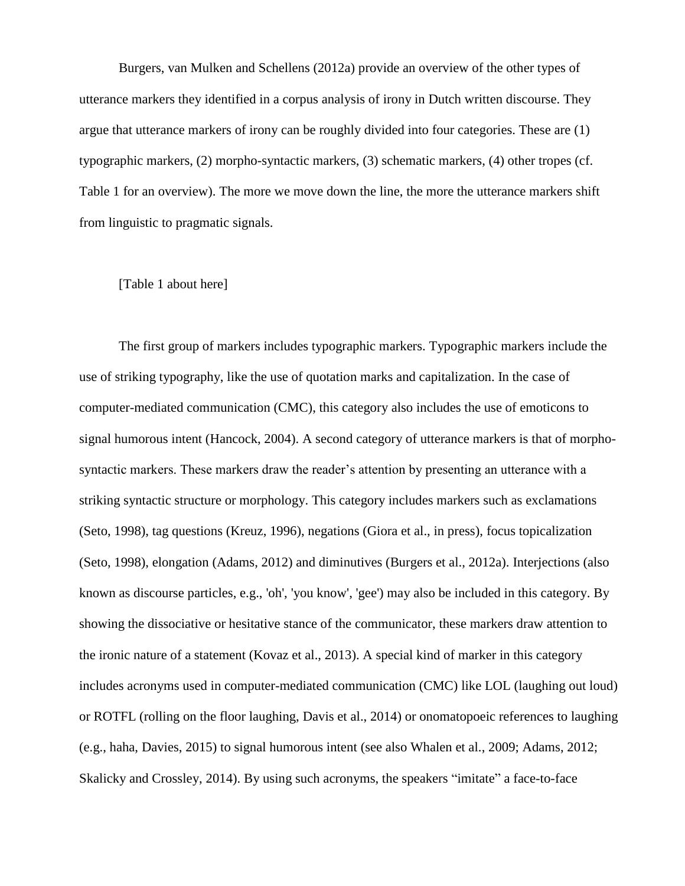Burgers, van Mulken and Schellens (2012a) provide an overview of the other types of utterance markers they identified in a corpus analysis of irony in Dutch written discourse. They argue that utterance markers of irony can be roughly divided into four categories. These are (1) typographic markers, (2) morpho-syntactic markers, (3) schematic markers, (4) other tropes (cf. Table 1 for an overview). The more we move down the line, the more the utterance markers shift from linguistic to pragmatic signals.

[Table 1 about here]

The first group of markers includes typographic markers. Typographic markers include the use of striking typography, like the use of quotation marks and capitalization. In the case of computer-mediated communication (CMC), this category also includes the use of emoticons to signal humorous intent (Hancock, 2004). A second category of utterance markers is that of morpho-syntactic markers. These markers draw the reader's attention by presenting an utterance with a striking syntactic structure or morphology. This category includes markers such as exclamations (Seto, 1998), tag questions (Kreuz, 1996), negations (Giora et al., in press), focus topicalization (Seto, 1998), elongation (Adams, 2012) and diminutives (Burgers et al., 2012a). Interjections (also known as discourse particles, e.g., 'oh', 'you know', 'gee') may also be included in this category. By showing the dissociative or hesitative stance of the communicator, these markers draw attention to the ironic nature of a statement (Kovaz et al., 2013). A special kind of marker in this category includes acronyms used in computer-mediated communication (CMC) like LOL (laughing out loud) or ROTFL (rolling on the floor laughing, Davis et al., 2014) or onomatopoeic references to laughing (e.g., haha, Davies, 2015) to signal humorous intent (see also Whalen et al., 2009; Adams, 2012; Skalicky and Crossley, 2014). By using such acronyms, the speakers "imitate" a face-to-face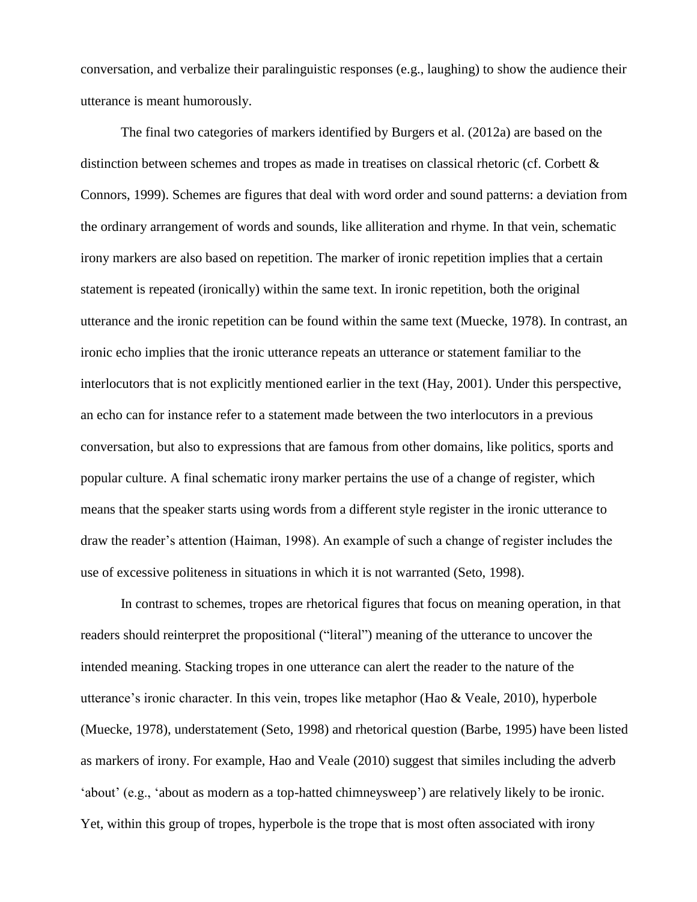conversation, and verbalize their paralinguistic responses (e.g., laughing) to show the audience their utterance is meant humorously.

The final two categories of markers identified by Burgers et al. (2012a) are based on the distinction between schemes and tropes as made in treatises on classical rhetoric (cf. Corbett & Connors, 1999). Schemes are figures that deal with word order and sound patterns: a deviation from the ordinary arrangement of words and sounds, like alliteration and rhyme. In that vein, schematic irony markers are also based on repetition. The marker of ironic repetition implies that a certain statement is repeated (ironically) within the same text. In ironic repetition, both the original utterance and the ironic repetition can be found within the same text (Muecke, 1978). In contrast, an ironic echo implies that the ironic utterance repeats an utterance or statement familiar to the interlocutors that is not explicitly mentioned earlier in the text (Hay, 2001). Under this perspective, an echo can for instance refer to a statement made between the two interlocutors in a previous conversation, but also to expressions that are famous from other domains, like politics, sports and popular culture. A final schematic irony marker pertains the use of a change of register, which means that the speaker starts using words from a different style register in the ironic utterance to draw the reader's attention (Haiman, 1998). An example of such a change of register includes the use of excessive politeness in situations in which it is not warranted (Seto, 1998).

In contrast to schemes, tropes are rhetorical figures that focus on meaning operation, in that readers should reinterpret the propositional ("literal") meaning of the utterance to uncover the intended meaning. Stacking tropes in one utterance can alert the reader to the nature of the utterance's ironic character. In this vein, tropes like metaphor (Hao & Veale, 2010), hyperbole (Muecke, 1978), understatement (Seto, 1998) and rhetorical question (Barbe, 1995) have been listed as markers of irony. For example, Hao and Veale (2010) suggest that similes including the adverb 'about' (e.g., 'about as modern as a top-hatted chimneysweep') are relatively likely to be ironic. Yet, within this group of tropes, hyperbole is the trope that is most often associated with irony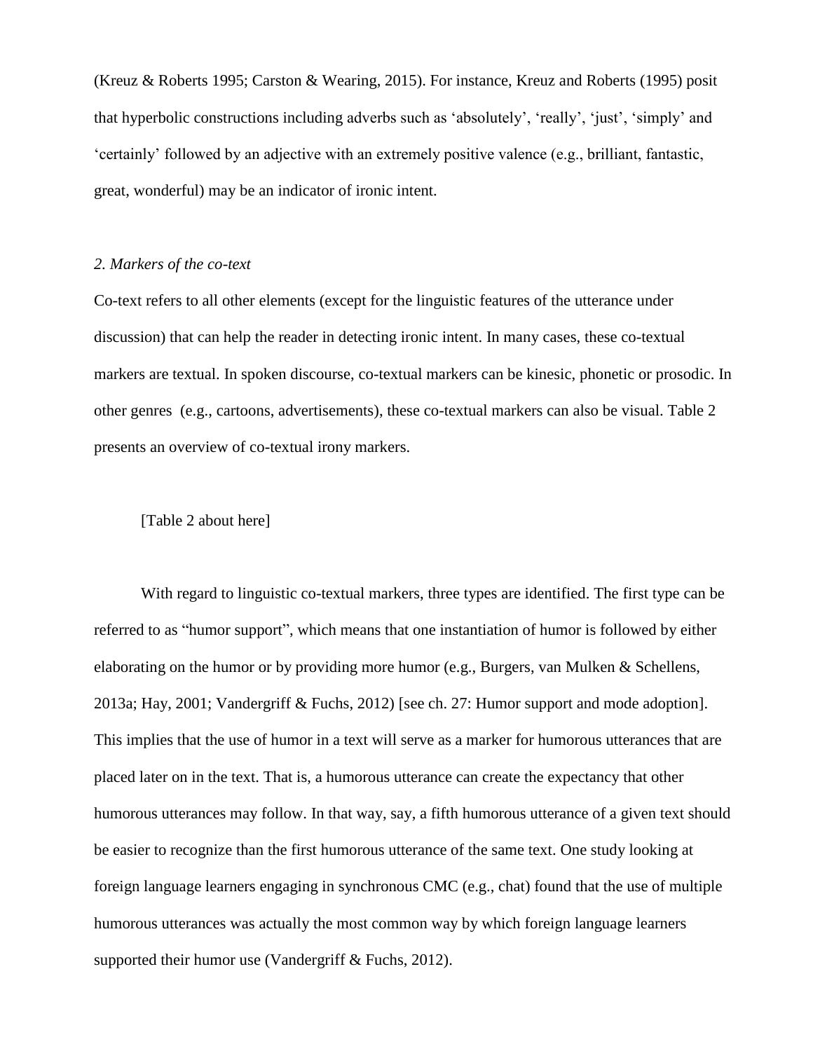(Kreuz & Roberts 1995; Carston & Wearing, 2015). For instance, Kreuz and Roberts (1995) posit that hyperbolic constructions including adverbs such as 'absolutely', 'really', 'just', 'simply' and 'certainly' followed by an adjective with an extremely positive valence (e.g., brilliant, fantastic, great, wonderful) may be an indicator of ironic intent.

*2. Markers of the co-text*

Co-text refers to all other elements (except for the linguistic features of the utterance under discussion) that can help the reader in detecting ironic intent. In many cases, these co-textual markers are textual. In spoken discourse, co-textual markers can be kinesic, phonetic or prosodic. In other genres (e.g., cartoons, advertisements), these co-textual markers can also be visual. Table 2 presents an overview of co-textual irony markers.

[Table 2 about here]

With regard to linguistic co-textual markers, three types are identified. The first type can be referred to as "humor support", which means that one instantiation of humor is followed by either elaborating on the humor or by providing more humor (e.g., Burgers, van Mulken & Schellens, 2013a; Hay, 2001; Vandergriff & Fuchs, 2012) [see ch. 27: Humor support and mode adoption]. This implies that the use of humor in a text will serve as a marker for humorous utterances that are placed later on in the text. That is, a humorous utterance can create the expectancy that other humorous utterances may follow. In that way, say, a fifth humorous utterance of a given text should be easier to recognize than the first humorous utterance of the same text. One study looking at foreign language learners engaging in synchronous CMC (e.g., chat) found that the use of multiple humorous utterances was actually the most common way by which foreign language learners supported their humor use (Vandergriff & Fuchs, 2012).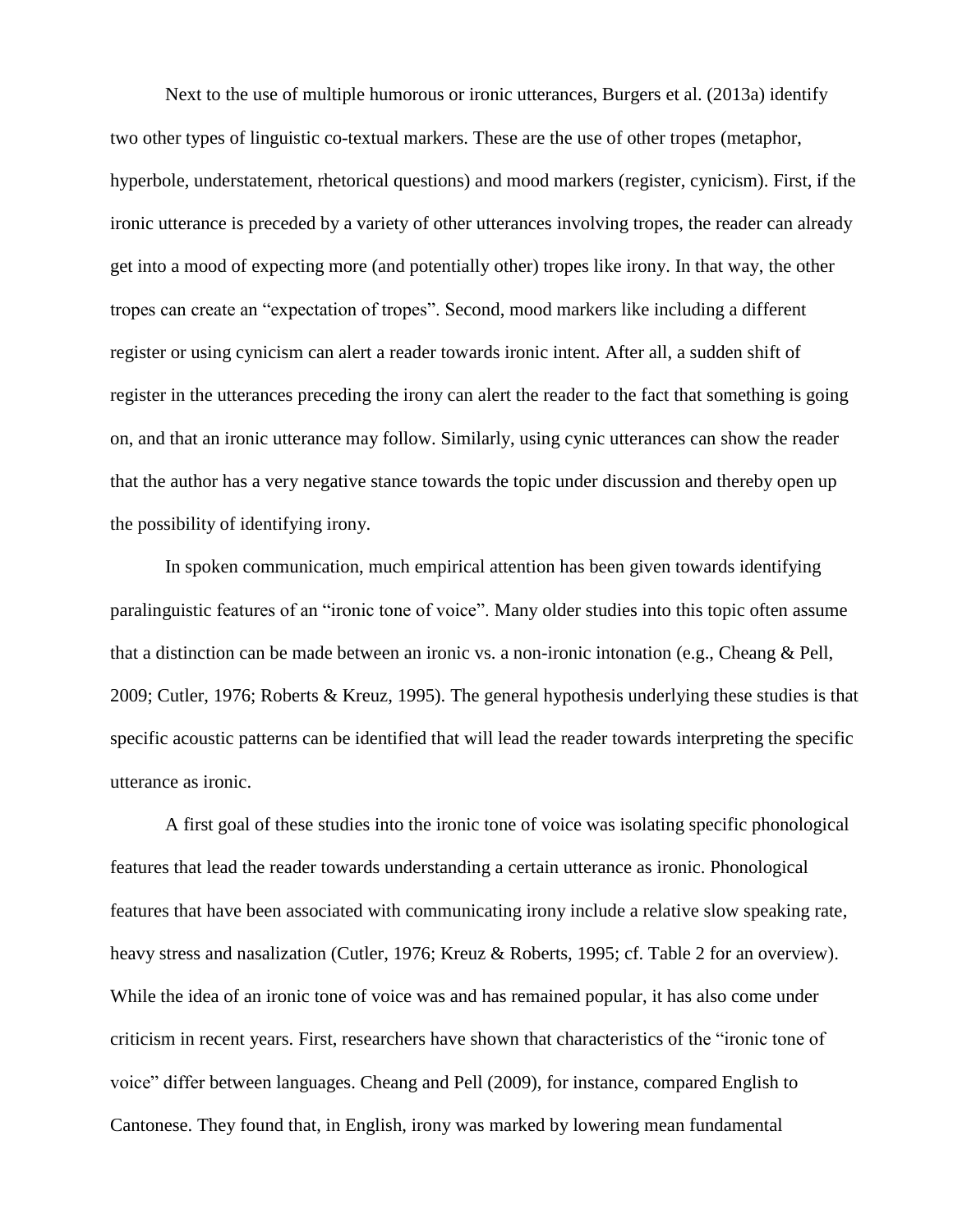Next to the use of multiple humorous or ironic utterances, Burgers et al. (2013a) identify two other types of linguistic co-textual markers. These are the use of other tropes (metaphor, hyperbole, understatement, rhetorical questions) and mood markers (register, cynicism). First, if the ironic utterance is preceded by a variety of other utterances involving tropes, the reader can already get into a mood of expecting more (and potentially other) tropes like irony. In that way, the other tropes can create an "expectation of tropes". Second, mood markers like including a different register or using cynicism can alert a reader towards ironic intent. After all, a sudden shift of register in the utterances preceding the irony can alert the reader to the fact that something is going on, and that an ironic utterance may follow. Similarly, using cynic utterances can show the reader that the author has a very negative stance towards the topic under discussion and thereby open up the possibility of identifying irony.

In spoken communication, much empirical attention has been given towards identifying paralinguistic features of an "ironic tone of voice". Many older studies into this topic often assume that a distinction can be made between an ironic vs. a non-ironic intonation (e.g., Cheang & Pell, 2009; Cutler, 1976; Roberts & Kreuz, 1995). The general hypothesis underlying these studies is that specific acoustic patterns can be identified that will lead the reader towards interpreting the specific utterance as ironic.

A first goal of these studies into the ironic tone of voice was isolating specific phonological features that lead the reader towards understanding a certain utterance as ironic. Phonological features that have been associated with communicating irony include a relative slow speaking rate, heavy stress and nasalization (Cutler, 1976; Kreuz & Roberts, 1995; cf. Table 2 for an overview). While the idea of an ironic tone of voice was and has remained popular, it has also come under criticism in recent years. First, researchers have shown that characteristics of the "ironic tone of voice" differ between languages. Cheang and Pell (2009), for instance, compared English to Cantonese. They found that, in English, irony was marked by lowering mean fundamental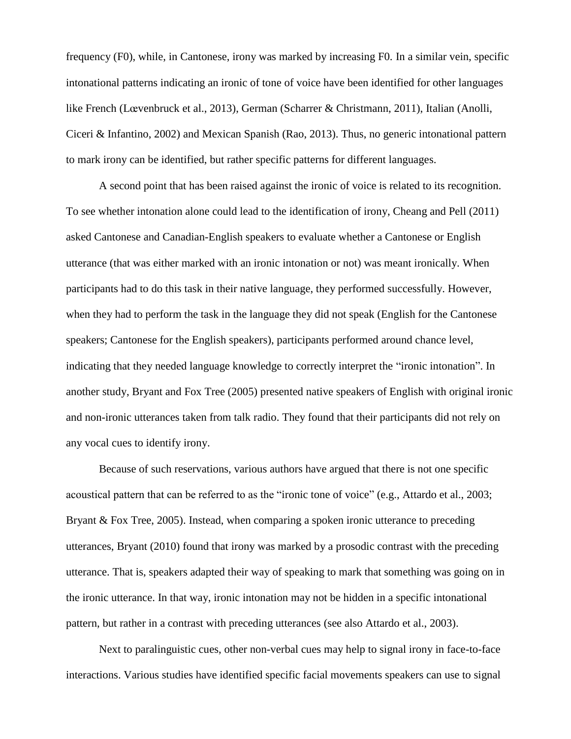frequency (F0), while, in Cantonese, irony was marked by increasing F0. In a similar vein, specific intonational patterns indicating an ironic of tone of voice have been identified for other languages like French (Lœvenbruck et al., 2013), German (Scharrer & Christmann, 2011), Italian (Anolli, Ciceri & Infantino, 2002) and Mexican Spanish (Rao, 2013). Thus, no generic intonational pattern to mark irony can be identified, but rather specific patterns for different languages.

A second point that has been raised against the ironic of voice is related to its recognition. To see whether intonation alone could lead to the identification of irony, Cheang and Pell (2011) asked Cantonese and Canadian-English speakers to evaluate whether a Cantonese or English utterance (that was either marked with an ironic intonation or not) was meant ironically. When participants had to do this task in their native language, they performed successfully. However, when they had to perform the task in the language they did not speak (English for the Cantonese speakers; Cantonese for the English speakers), participants performed around chance level, indicating that they needed language knowledge to correctly interpret the "ironic intonation". In another study, Bryant and Fox Tree (2005) presented native speakers of English with original ironic and non-ironic utterances taken from talk radio. They found that their participants did not rely on any vocal cues to identify irony.

Because of such reservations, various authors have argued that there is not one specific acoustical pattern that can be referred to as the "ironic tone of voice" (e.g., Attardo et al., 2003; Bryant & Fox Tree, 2005). Instead, when comparing a spoken ironic utterance to preceding utterances, Bryant (2010) found that irony was marked by a prosodic contrast with the preceding utterance. That is, speakers adapted their way of speaking to mark that something was going on in the ironic utterance. In that way, ironic intonation may not be hidden in a specific intonational pattern, but rather in a contrast with preceding utterances (see also Attardo et al., 2003).

Next to paralinguistic cues, other non-verbal cues may help to signal irony in face-to-face interactions. Various studies have identified specific facial movements speakers can use to signal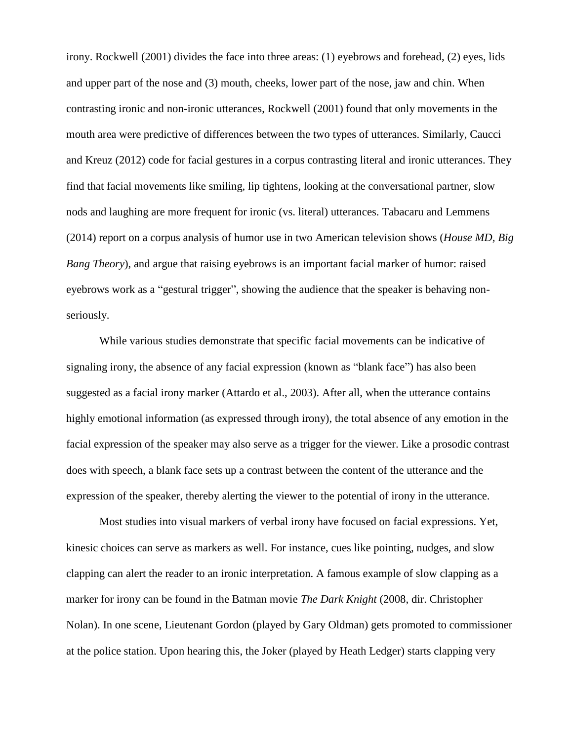irony. Rockwell (2001) divides the face into three areas: (1) eyebrows and forehead, (2) eyes, lids and upper part of the nose and (3) mouth, cheeks, lower part of the nose, jaw and chin. When contrasting ironic and non-ironic utterances, Rockwell (2001) found that only movements in the mouth area were predictive of differences between the two types of utterances. Similarly, Caucci and Kreuz (2012) code for facial gestures in a corpus contrasting literal and ironic utterances. They find that facial movements like smiling, lip tightens, looking at the conversational partner, slow nods and laughing are more frequent for ironic (vs. literal) utterances. Tabacaru and Lemmens (2014) report on a corpus analysis of humor use in two American television shows (*House MD, Big Bang Theory*), and argue that raising eyebrows is an important facial marker of humor: raised eyebrows work as a "gestural trigger", showing the audience that the speaker is behaving non-seriously.

While various studies demonstrate that specific facial movements can be indicative of signaling irony, the absence of any facial expression (known as "blank face") has also been suggested as a facial irony marker (Attardo et al., 2003). After all, when the utterance contains highly emotional information (as expressed through irony), the total absence of any emotion in the facial expression of the speaker may also serve as a trigger for the viewer. Like a prosodic contrast does with speech, a blank face sets up a contrast between the content of the utterance and the expression of the speaker, thereby alerting the viewer to the potential of irony in the utterance.

Most studies into visual markers of verbal irony have focused on facial expressions. Yet, kinesic choices can serve as markers as well. For instance, cues like pointing, nudges, and slow clapping can alert the reader to an ironic interpretation. A famous example of slow clapping as a marker for irony can be found in the Batman movie *The Dark Knight* (2008, dir. Christopher Nolan). In one scene, Lieutenant Gordon (played by Gary Oldman) gets promoted to commissioner at the police station. Upon hearing this, the Joker (played by Heath Ledger) starts clapping very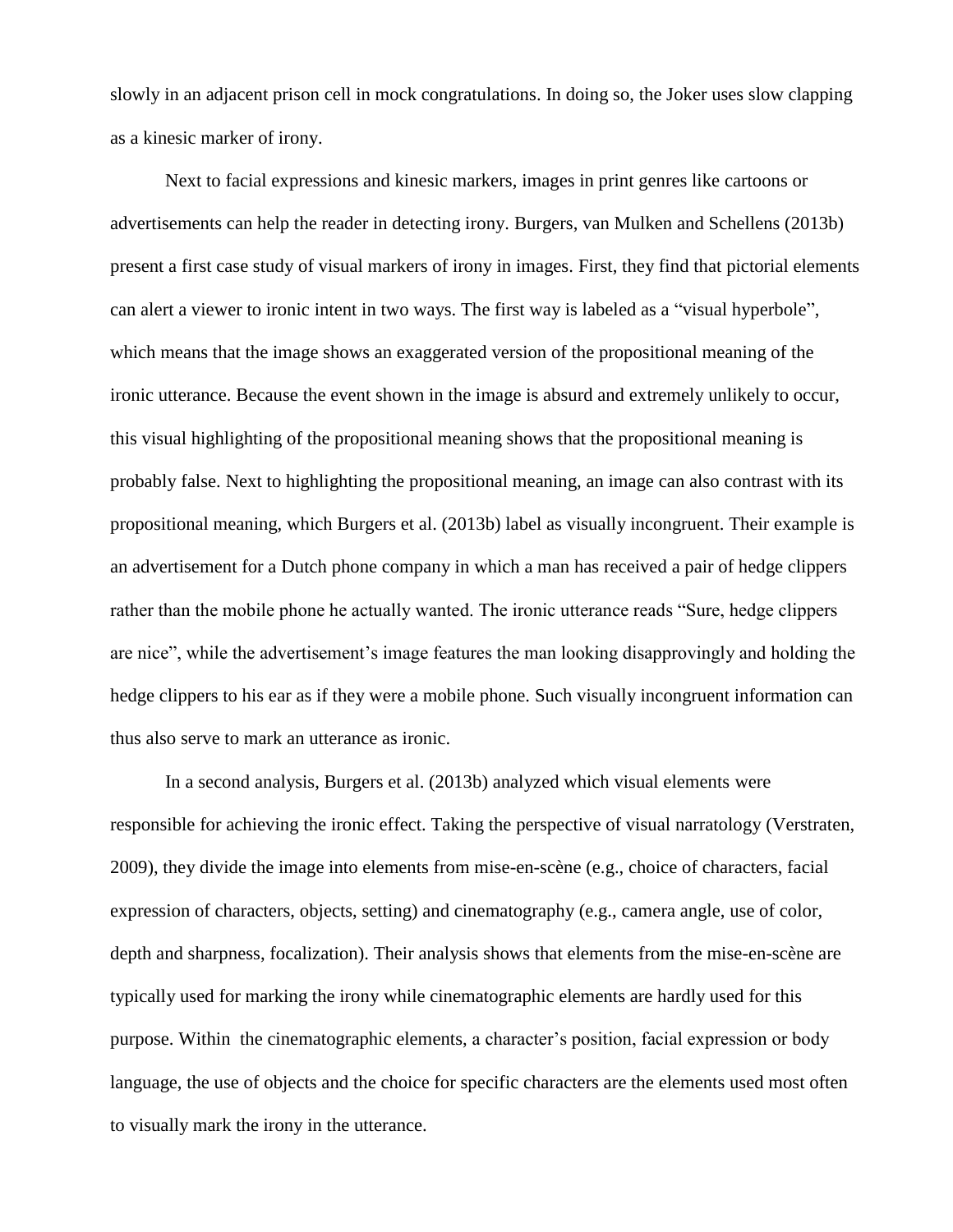slowly in an adjacent prison cell in mock congratulations. In doing so, the Joker uses slow clapping as a kinesic marker of irony.

Next to facial expressions and kinesic markers, images in print genres like cartoons or advertisements can help the reader in detecting irony. Burgers, van Mulken and Schellens (2013b) present a first case study of visual markers of irony in images. First, they find that pictorial elements can alert a viewer to ironic intent in two ways. The first way is labeled as a "visual hyperbole", which means that the image shows an exaggerated version of the propositional meaning of the ironic utterance. Because the event shown in the image is absurd and extremely unlikely to occur, this visual highlighting of the propositional meaning shows that the propositional meaning is probably false. Next to highlighting the propositional meaning, an image can also contrast with its propositional meaning, which Burgers et al. (2013b) label as visually incongruent. Their example is an advertisement for a Dutch phone company in which a man has received a pair of hedge clippers rather than the mobile phone he actually wanted. The ironic utterance reads "Sure, hedge clippers are nice", while the advertisement's image features the man looking disapprovingly and holding the hedge clippers to his ear as if they were a mobile phone. Such visually incongruent information can thus also serve to mark an utterance as ironic.

In a second analysis, Burgers et al. (2013b) analyzed which visual elements were responsible for achieving the ironic effect. Taking the perspective of visual narratology (Verstraten, 2009), they divide the image into elements from mise-en-scène (e.g., choice of characters, facial expression of characters, objects, setting) and cinematography (e.g., camera angle, use of color, depth and sharpness, focalization). Their analysis shows that elements from the mise-en-scène are typically used for marking the irony while cinematographic elements are hardly used for this purpose. Within the cinematographic elements, a character's position, facial expression or body language, the use of objects and the choice for specific characters are the elements used most often to visually mark the irony in the utterance.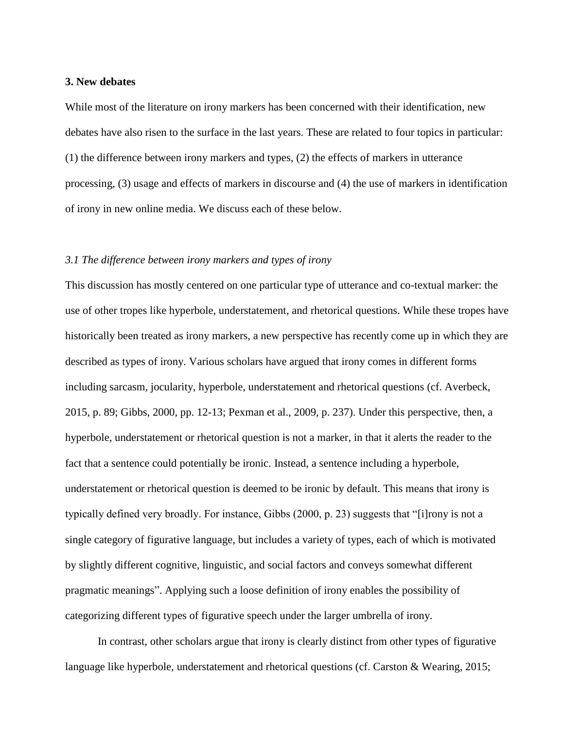### 3. New debates

While most of the literature on irony markers has been concerned with their identification, new debates have also risen to the surface in the last years. These are related to four topics in particular: (1) the difference between irony markers and types, (2) the effects of markers in utterance processing, (3) usage and effects of markers in discourse and (4) the use of markers in identification of irony in new online media. We discuss each of these below.

#### *3.1 The difference between irony markers and types of irony*

This discussion has mostly centered on one particular type of utterance and co-textual marker: the use of other tropes like hyperbole, understatement, and rhetorical questions. While these tropes have historically been treated as irony markers, a new perspective has recently come up in which they are described as types of irony. Various scholars have argued that irony comes in different forms including sarcasm, jocularity, hyperbole, understatement and rhetorical questions (cf. Averbeck, 2015, p. 89; Gibbs, 2000, pp. 12-13; Pexman et al., 2009, p. 237). Under this perspective, then, a hyperbole, understatement or rhetorical question is not a marker, in that it alerts the reader to the fact that a sentence could potentially be ironic. Instead, a sentence including a hyperbole, understatement or rhetorical question is deemed to be ironic by default. This means that irony is typically defined very broadly. For instance, Gibbs (2000, p. 23) suggests that "[i]rony is not a single category of figurative language, but includes a variety of types, each of which is motivated by slightly different cognitive, linguistic, and social factors and conveys somewhat different pragmatic meanings". Applying such a loose definition of irony enables the possibility of categorizing different types of figurative speech under the larger umbrella of irony.

In contrast, other scholars argue that irony is clearly distinct from other types of figurative language like hyperbole, understatement and rhetorical questions (cf. Carston & Wearing, 2015;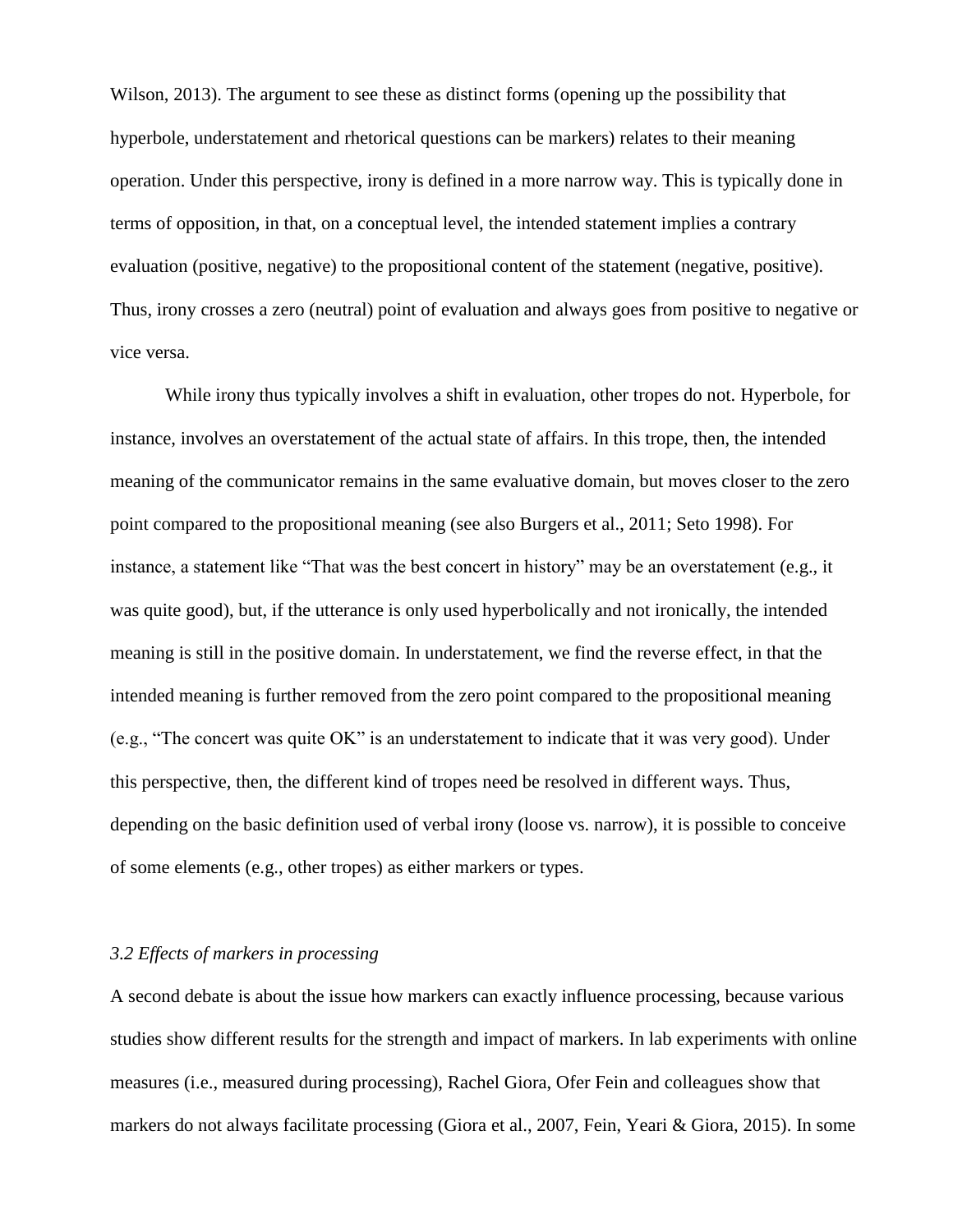Wilson, 2013). The argument to see these as distinct forms (opening up the possibility that hyperbole, understatement and rhetorical questions can be markers) relates to their meaning operation. Under this perspective, irony is defined in a more narrow way. This is typically done in terms of opposition, in that, on a conceptual level, the intended statement implies a contrary evaluation (positive, negative) to the propositional content of the statement (negative, positive). Thus, irony crosses a zero (neutral) point of evaluation and always goes from positive to negative or vice versa.

While irony thus typically involves a shift in evaluation, other tropes do not. Hyperbole, for instance, involves an overstatement of the actual state of affairs. In this trope, then, the intended meaning of the communicator remains in the same evaluative domain, but moves closer to the zero point compared to the propositional meaning (see also Burgers et al., 2011; Seto 1998). For instance, a statement like "That was the best concert in history" may be an overstatement (e.g., it was quite good), but, if the utterance is only used hyperbolically and not ironically, the intended meaning is still in the positive domain. In understatement, we find the reverse effect, in that the intended meaning is further removed from the zero point compared to the propositional meaning (e.g., "The concert was quite OK" is an understatement to indicate that it was very good). Under this perspective, then, the different kind of tropes need be resolved in different ways. Thus, depending on the basic definition used of verbal irony (loose vs. narrow), it is possible to conceive of some elements (e.g., other tropes) as either markers or types.

### *3.2 Effects of markers in processing*

A second debate is about the issue how markers can exactly influence processing, because various studies show different results for the strength and impact of markers. In lab experiments with online measures (i.e., measured during processing), Rachel Giora, Ofer Fein and colleagues show that markers do not always facilitate processing (Giora et al., 2007, Fein, Yeari & Giora, 2015). In some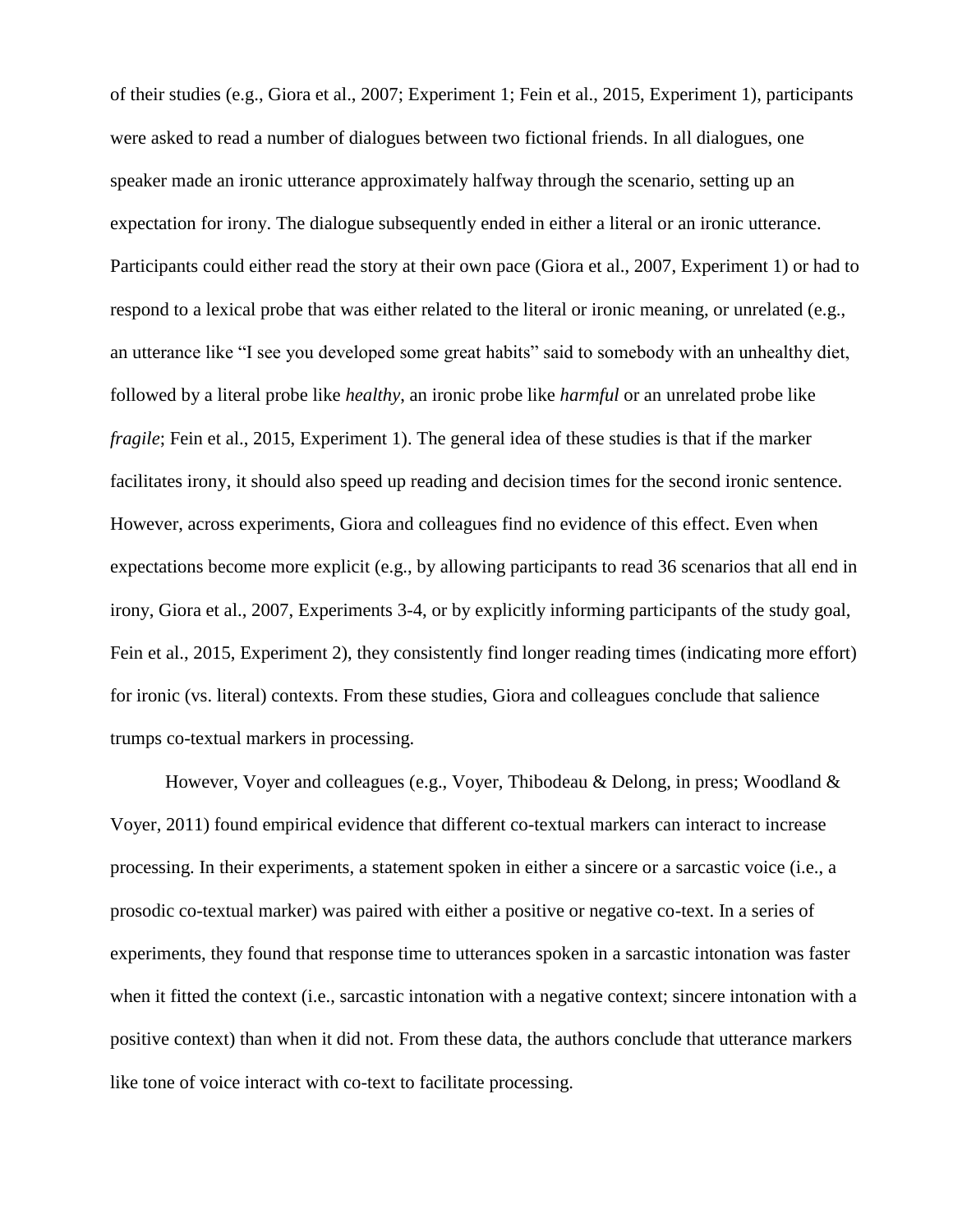of their studies (e.g., Giora et al., 2007; Experiment 1; Fein et al., 2015, Experiment 1), participants were asked to read a number of dialogues between two fictional friends. In all dialogues, one speaker made an ironic utterance approximately halfway through the scenario, setting up an expectation for irony. The dialogue subsequently ended in either a literal or an ironic utterance. Participants could either read the story at their own pace (Giora et al., 2007, Experiment 1) or had to respond to a lexical probe that was either related to the literal or ironic meaning, or unrelated (e.g., an utterance like "I see you developed some great habits" said to somebody with an unhealthy diet, followed by a literal probe like *healthy*, an ironic probe like *harmful* or an unrelated probe like *fragile*; Fein et al., 2015, Experiment 1). The general idea of these studies is that if the marker facilitates irony, it should also speed up reading and decision times for the second ironic sentence. However, across experiments, Giora and colleagues find no evidence of this effect. Even when expectations become more explicit (e.g., by allowing participants to read 36 scenarios that all end in irony, Giora et al., 2007, Experiments 3-4, or by explicitly informing participants of the study goal, Fein et al., 2015, Experiment 2), they consistently find longer reading times (indicating more effort) for ironic (vs. literal) contexts. From these studies, Giora and colleagues conclude that salience trumps co-textual markers in processing.

However, Voyer and colleagues (e.g., Voyer, Thibodeau & Delong, in press; Woodland & Voyer, 2011) found empirical evidence that different co-textual markers can interact to increase processing. In their experiments, a statement spoken in either a sincere or a sarcastic voice (i.e., a prosodic co-textual marker) was paired with either a positive or negative co-text. In a series of experiments, they found that response time to utterances spoken in a sarcastic intonation was faster when it fitted the context (i.e., sarcastic intonation with a negative context; sincere intonation with a positive context) than when it did not. From these data, the authors conclude that utterance markers like tone of voice interact with co-text to facilitate processing.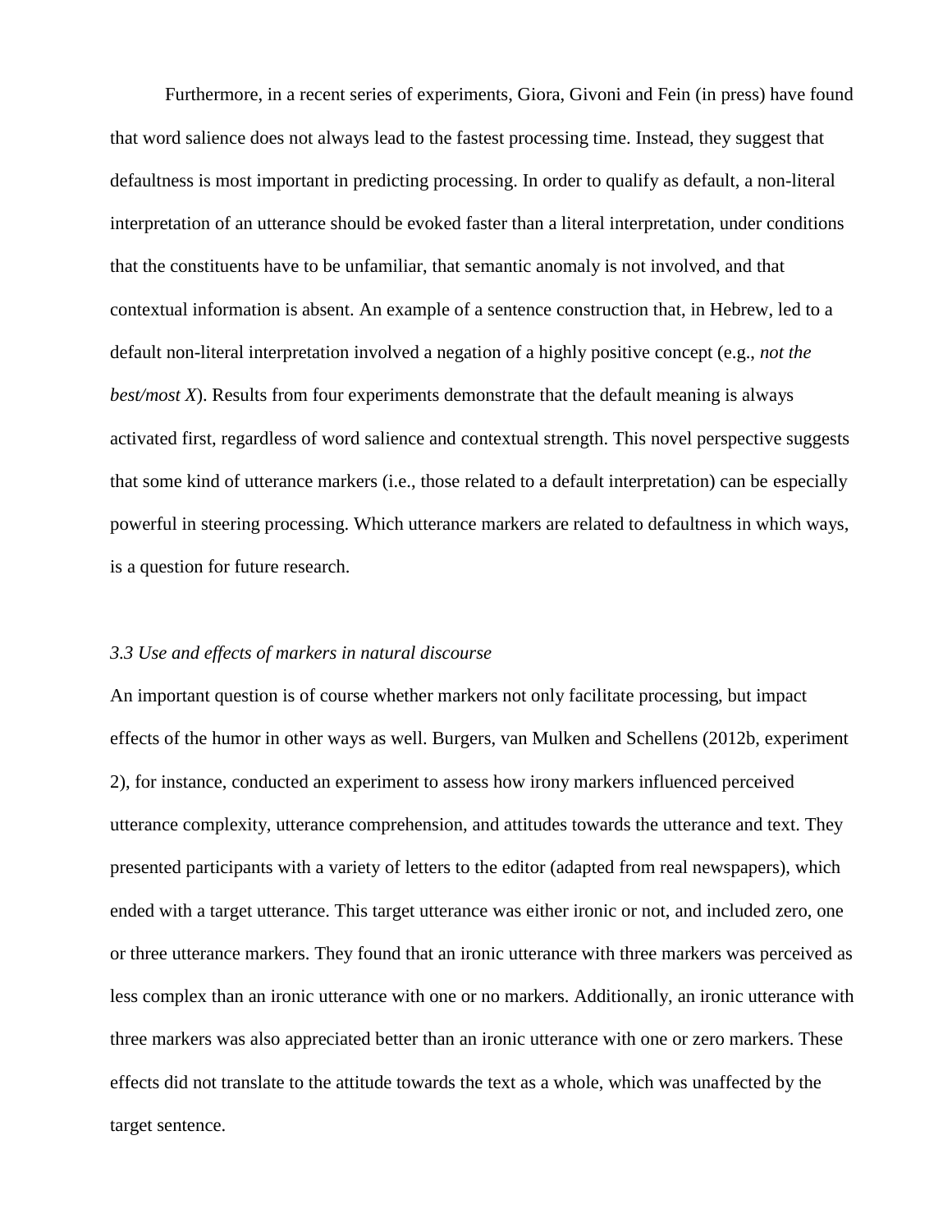Furthermore, in a recent series of experiments, Giora, Givoni and Fein (in press) have found that word salience does not always lead to the fastest processing time. Instead, they suggest that defaultness is most important in predicting processing. In order to qualify as default, a non-literal interpretation of an utterance should be evoked faster than a literal interpretation, under conditions that the constituents have to be unfamiliar, that semantic anomaly is not involved, and that contextual information is absent. An example of a sentence construction that, in Hebrew, led to a default non-literal interpretation involved a negation of a highly positive concept (e.g., *not the best/most X*). Results from four experiments demonstrate that the default meaning is always activated first, regardless of word salience and contextual strength. This novel perspective suggests that some kind of utterance markers (i.e., those related to a default interpretation) can be especially powerful in steering processing. Which utterance markers are related to defaultness in which ways, is a question for future research.

### *3.3 Use and effects of markers in natural discourse*

An important question is of course whether markers not only facilitate processing, but impact effects of the humor in other ways as well. Burgers, van Mulken and Schellens (2012b, experiment 2), for instance, conducted an experiment to assess how irony markers influenced perceived utterance complexity, utterance comprehension, and attitudes towards the utterance and text. They presented participants with a variety of letters to the editor (adapted from real newspapers), which ended with a target utterance. This target utterance was either ironic or not, and included zero, one or three utterance markers. They found that an ironic utterance with three markers was perceived as less complex than an ironic utterance with one or no markers. Additionally, an ironic utterance with three markers was also appreciated better than an ironic utterance with one or zero markers. These effects did not translate to the attitude towards the text as a whole, which was unaffected by the target sentence.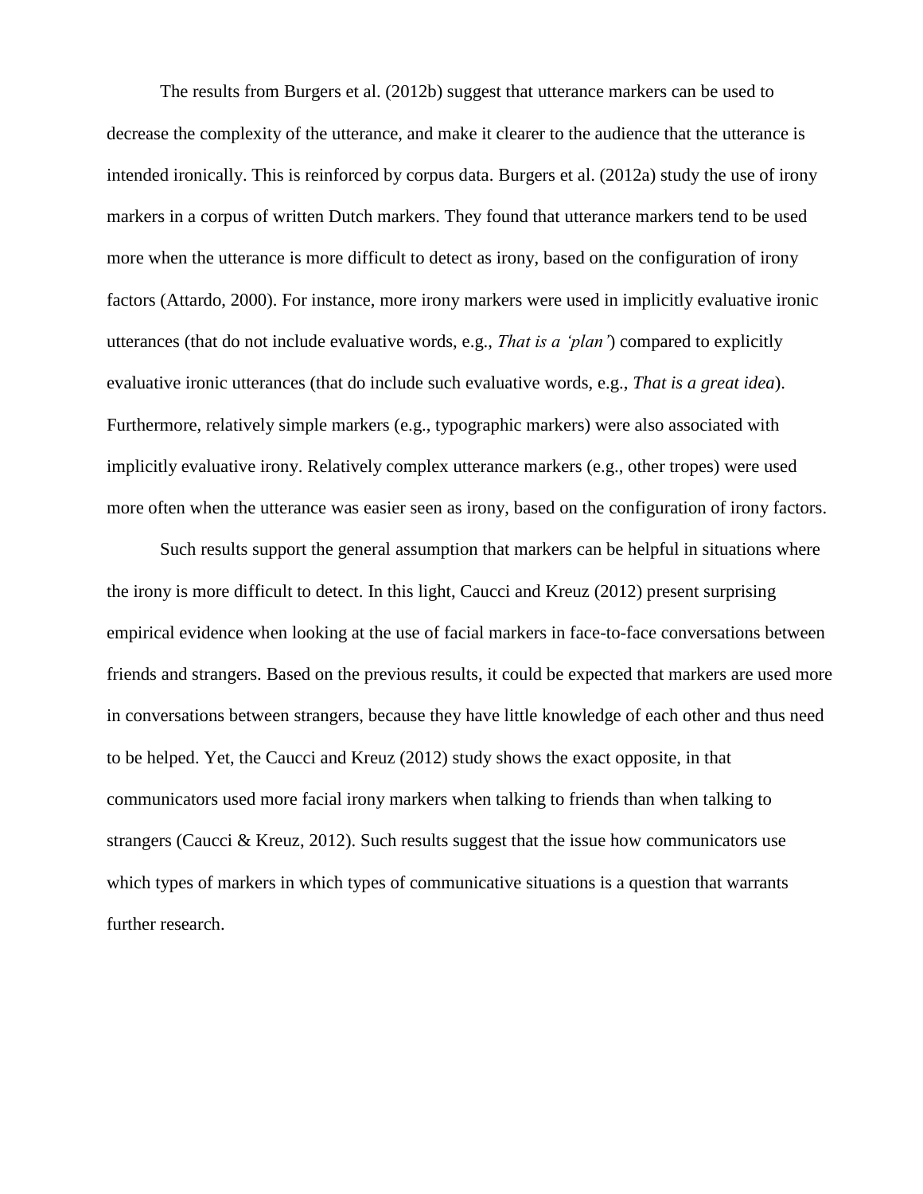The results from Burgers et al. (2012b) suggest that utterance markers can be used to decrease the complexity of the utterance, and make it clearer to the audience that the utterance is intended ironically. This is reinforced by corpus data. Burgers et al. (2012a) study the use of irony markers in a corpus of written Dutch markers. They found that utterance markers tend to be used more when the utterance is more difficult to detect as irony, based on the configuration of irony factors (Attardo, 2000). For instance, more irony markers were used in implicitly evaluative ironic utterances (that do not include evaluative words, e.g., *That is a 'plan'*) compared to explicitly evaluative ironic utterances (that do include such evaluative words, e.g., *That is a great idea*). Furthermore, relatively simple markers (e.g., typographic markers) were also associated with implicitly evaluative irony. Relatively complex utterance markers (e.g., other tropes) were used more often when the utterance was easier seen as irony, based on the configuration of irony factors.

Such results support the general assumption that markers can be helpful in situations where the irony is more difficult to detect. In this light, Caucci and Kreuz (2012) present surprising empirical evidence when looking at the use of facial markers in face-to-face conversations between friends and strangers. Based on the previous results, it could be expected that markers are used more in conversations between strangers, because they have little knowledge of each other and thus need to be helped. Yet, the Caucci and Kreuz (2012) study shows the exact opposite, in that communicators used more facial irony markers when talking to friends than when talking to strangers (Caucci & Kreuz, 2012). Such results suggest that the issue how communicators use which types of markers in which types of communicative situations is a question that warrants further research.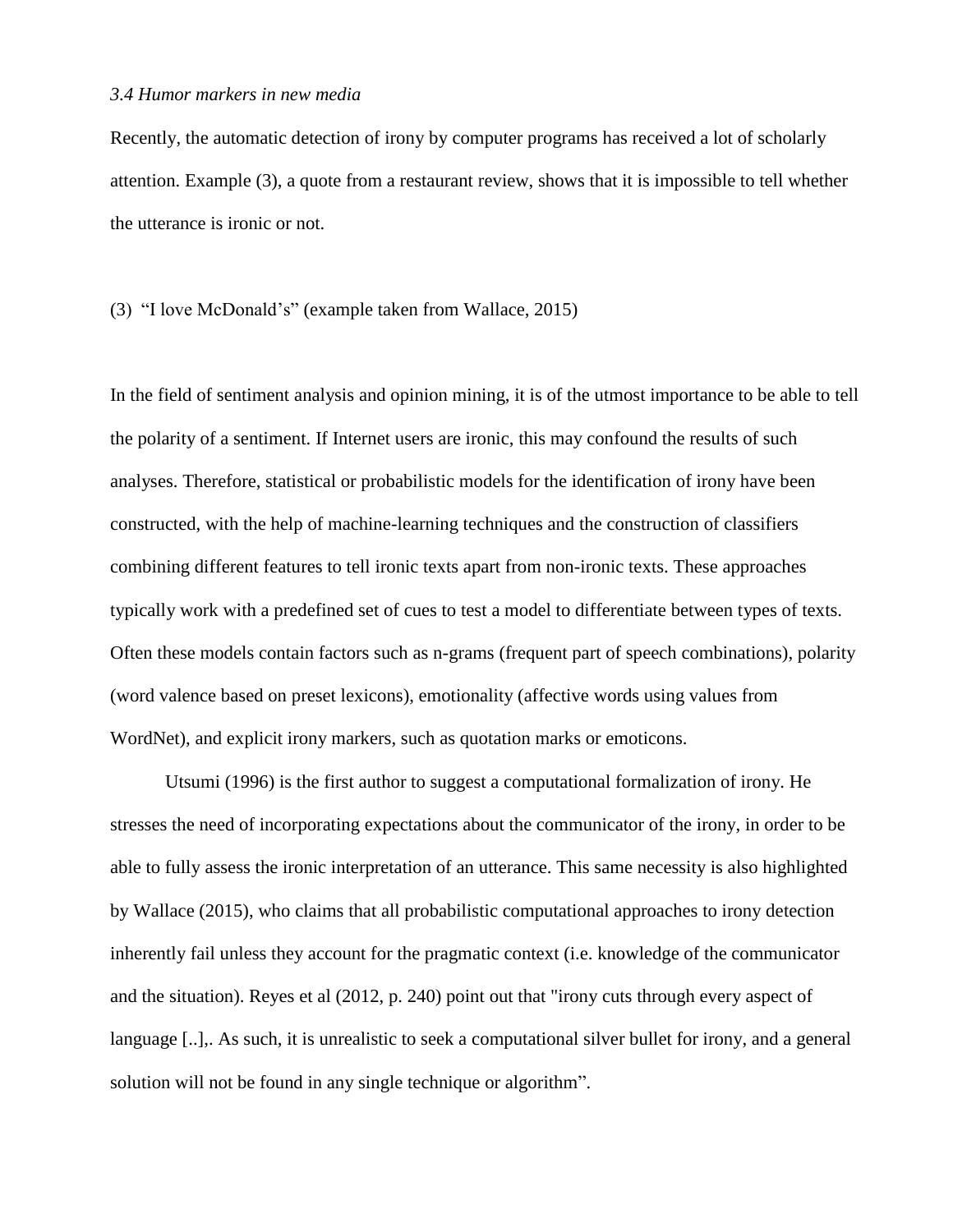### *3.4 Humor markers in new media*

Recently, the automatic detection of irony by computer programs has received a lot of scholarly attention. Example (3), a quote from a restaurant review, shows that it is impossible to tell whether the utterance is ironic or not.

(3) "I love McDonald's" (example taken from Wallace, 2015)

In the field of sentiment analysis and opinion mining, it is of the utmost importance to be able to tell the polarity of a sentiment. If Internet users are ironic, this may confound the results of such analyses. Therefore, statistical or probabilistic models for the identification of irony have been constructed, with the help of machine-learning techniques and the construction of classifiers combining different features to tell ironic texts apart from non-ironic texts. These approaches typically work with a predefined set of cues to test a model to differentiate between types of texts. Often these models contain factors such as n-grams (frequent part of speech combinations), polarity (word valence based on preset lexicons), emotionality (affective words using values from WordNet), and explicit irony markers, such as quotation marks or emoticons.

Utsumi (1996) is the first author to suggest a computational formalization of irony. He stresses the need of incorporating expectations about the communicator of the irony, in order to be able to fully assess the ironic interpretation of an utterance. This same necessity is also highlighted by Wallace (2015), who claims that all probabilistic computational approaches to irony detection inherently fail unless they account for the pragmatic context (i.e. knowledge of the communicator and the situation). Reyes et al (2012, p. 240) point out that "irony cuts through every aspect of language [..],. As such, it is unrealistic to seek a computational silver bullet for irony, and a general solution will not be found in any single technique or algorithm".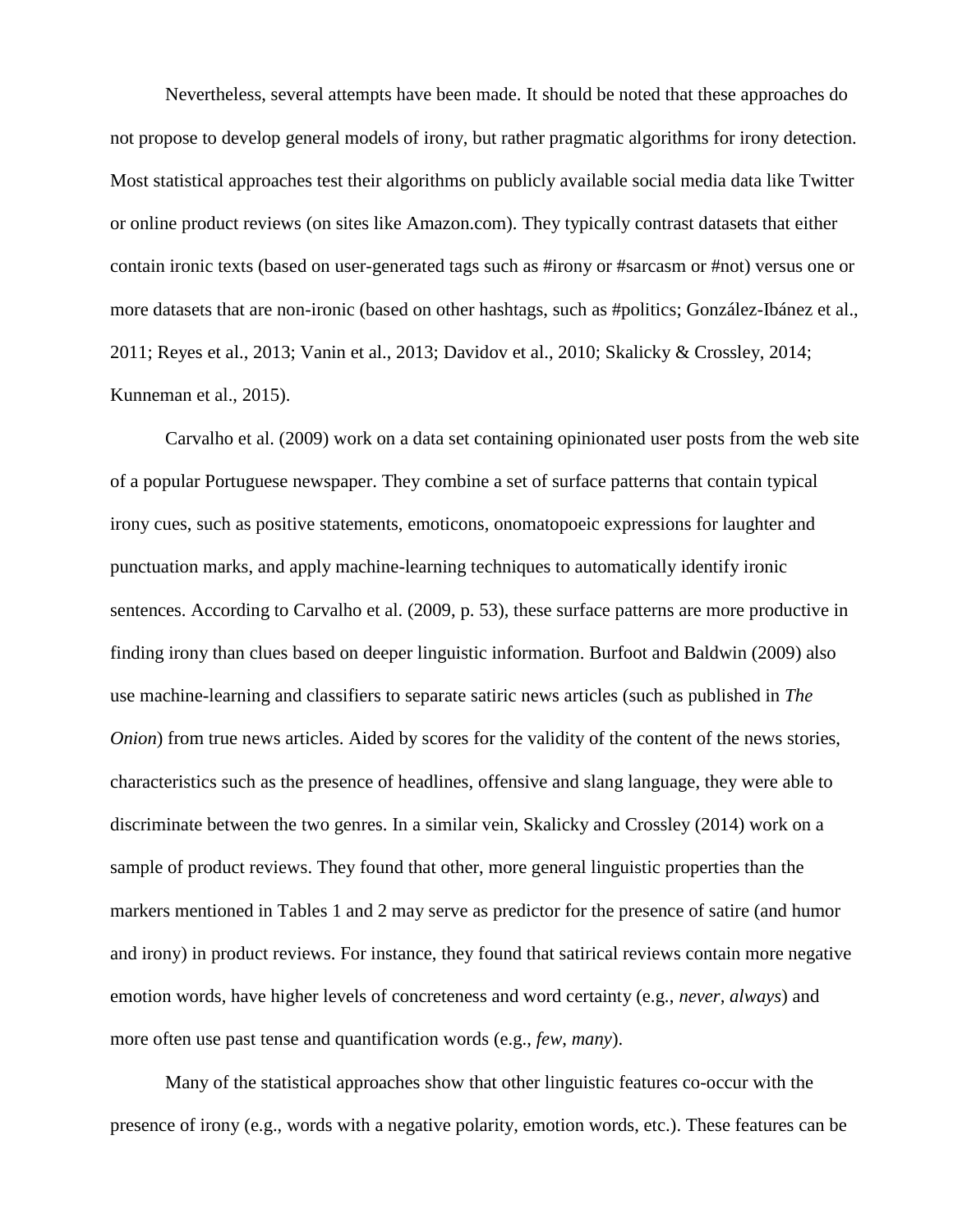Nevertheless, several attempts have been made. It should be noted that these approaches do not propose to develop general models of irony, but rather pragmatic algorithms for irony detection. Most statistical approaches test their algorithms on publicly available social media data like Twitter or online product reviews (on sites like Amazon.com). They typically contrast datasets that either contain ironic texts (based on user-generated tags such as #irony or #sarcasm or #not) versus one or more datasets that are non-ironic (based on other hashtags, such as #politics; González-Ibánez et al., 2011; Reyes et al., 2013; Vanin et al., 2013; Davidov et al., 2010; Skalicky & Crossley, 2014; Kunneman et al., 2015).

Carvalho et al. (2009) work on a data set containing opinionated user posts from the web site of a popular Portuguese newspaper. They combine a set of surface patterns that contain typical irony cues, such as positive statements, emoticons, onomatopoeic expressions for laughter and punctuation marks, and apply machine-learning techniques to automatically identify ironic sentences. According to Carvalho et al. (2009, p. 53), these surface patterns are more productive in finding irony than clues based on deeper linguistic information. Burfoot and Baldwin (2009) also use machine-learning and classifiers to separate satiric news articles (such as published in *The Onion*) from true news articles. Aided by scores for the validity of the content of the news stories, characteristics such as the presence of headlines, offensive and slang language, they were able to discriminate between the two genres. In a similar vein, Skalicky and Crossley (2014) work on a sample of product reviews. They found that other, more general linguistic properties than the markers mentioned in Tables 1 and 2 may serve as predictor for the presence of satire (and humor and irony) in product reviews. For instance, they found that satirical reviews contain more negative emotion words, have higher levels of concreteness and word certainty (e.g., *never*, *always*) and more often use past tense and quantification words (e.g., *few*, *many*).

Many of the statistical approaches show that other linguistic features co-occur with the presence of irony (e.g., words with a negative polarity, emotion words, etc.). These features can be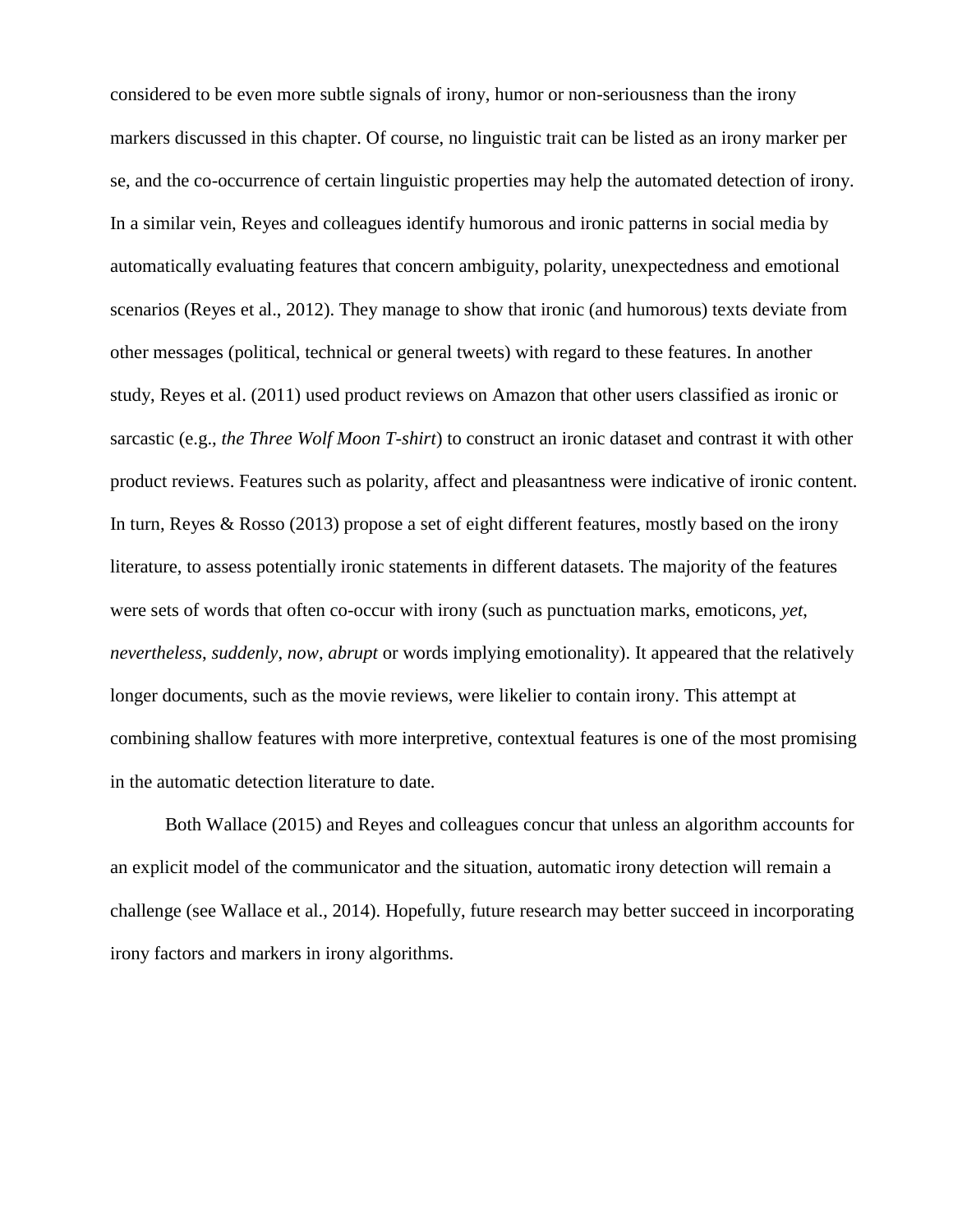considered to be even more subtle signals of irony, humor or non-seriousness than the irony markers discussed in this chapter. Of course, no linguistic trait can be listed as an irony marker per se, and the co-occurrence of certain linguistic properties may help the automated detection of irony. In a similar vein, Reyes and colleagues identify humorous and ironic patterns in social media by automatically evaluating features that concern ambiguity, polarity, unexpectedness and emotional scenarios (Reyes et al., 2012). They manage to show that ironic (and humorous) texts deviate from other messages (political, technical or general tweets) with regard to these features. In another study, Reyes et al. (2011) used product reviews on Amazon that other users classified as ironic or sarcastic (e.g., *the Three Wolf Moon T-shirt*) to construct an ironic dataset and contrast it with other product reviews. Features such as polarity, affect and pleasantness were indicative of ironic content. In turn, Reyes & Rosso (2013) propose a set of eight different features, mostly based on the irony literature, to assess potentially ironic statements in different datasets. The majority of the features were sets of words that often co-occur with irony (such as punctuation marks, emoticons, *yet*, *nevertheless*, *suddenly*, *now*, *abrupt* or words implying emotionality). It appeared that the relatively longer documents, such as the movie reviews, were likelier to contain irony. This attempt at combining shallow features with more interpretive, contextual features is one of the most promising in the automatic detection literature to date.

Both Wallace (2015) and Reyes and colleagues concur that unless an algorithm accounts for an explicit model of the communicator and the situation, automatic irony detection will remain a challenge (see Wallace et al., 2014). Hopefully, future research may better succeed in incorporating irony factors and markers in irony algorithms.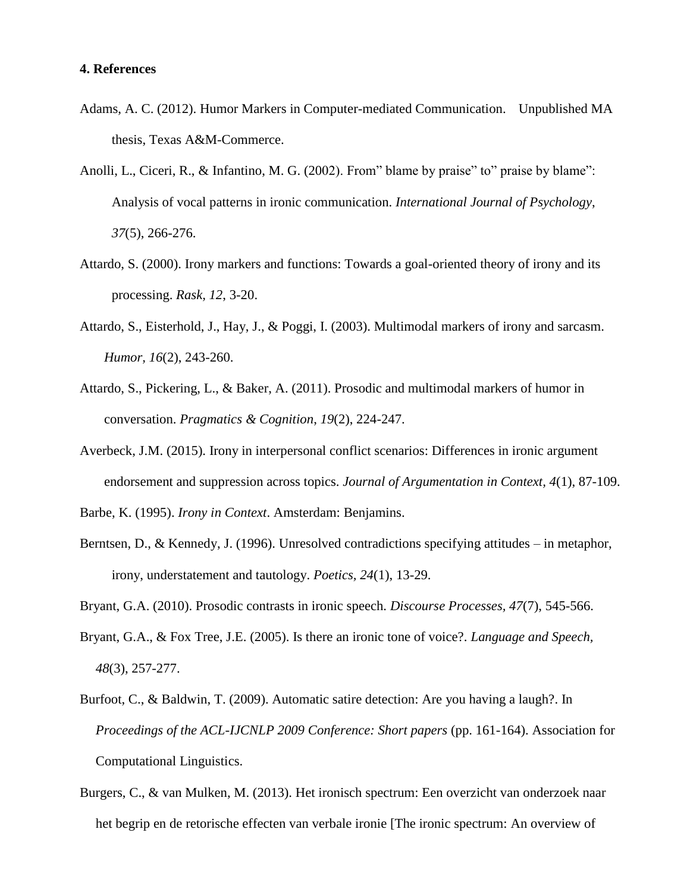### 4. References

Adams, A. C. (2012). Humor Markers in Computer-mediated Communication. Unpublished MA thesis, Texas A&M-Commerce.

Anolli, L., Ciceri, R., & Infantino, M. G. (2002). From" blame by praise" to" praise by blame": Analysis of vocal patterns in ironic communication. *International Journal of Psychology*, *37*(5), 266-276.

Attardo, S. (2000). Irony markers and functions: Towards a goal-oriented theory of irony and its processing. *Rask, 12*, 3-20.

Attardo, S., Eisterhold, J., Hay, J., & Poggi, I. (2003). Multimodal markers of irony and sarcasm. *Humor*, *16*(2), 243-260.

Attardo, S., Pickering, L., & Baker, A. (2011). Prosodic and multimodal markers of humor in conversation. *Pragmatics & Cognition*, *19*(2), 224-247.

Averbeck, J.M. (2015). Irony in interpersonal conflict scenarios: Differences in ironic argument endorsement and suppression across topics. *Journal of Argumentation in Context, 4*(1), 87-109.

Barbe, K. (1995). *Irony in Context*. Amsterdam: Benjamins.

Berntsen, D., & Kennedy, J. (1996). Unresolved contradictions specifying attitudes – in metaphor, irony, understatement and tautology. *Poetics, 24*(1), 13-29.

Bryant, G.A. (2010). Prosodic contrasts in ironic speech. *Discourse Processes, 47*(7), 545-566.

Bryant, G.A., & Fox Tree, J.E. (2005). Is there an ironic tone of voice?. *Language and Speech, 48*(3), 257-277.

Burfoot, C., & Baldwin, T. (2009). Automatic satire detection: Are you having a laugh?. In *Proceedings of the ACL-IJCNLP 2009 Conference: Short papers* (pp. 161-164). Association for Computational Linguistics.

Burgers, C., & van Mulken, M. (2013). Het ironisch spectrum: Een overzicht van onderzoek naar het begrip en de retorische effecten van verbale ironie [The ironic spectrum: An overview of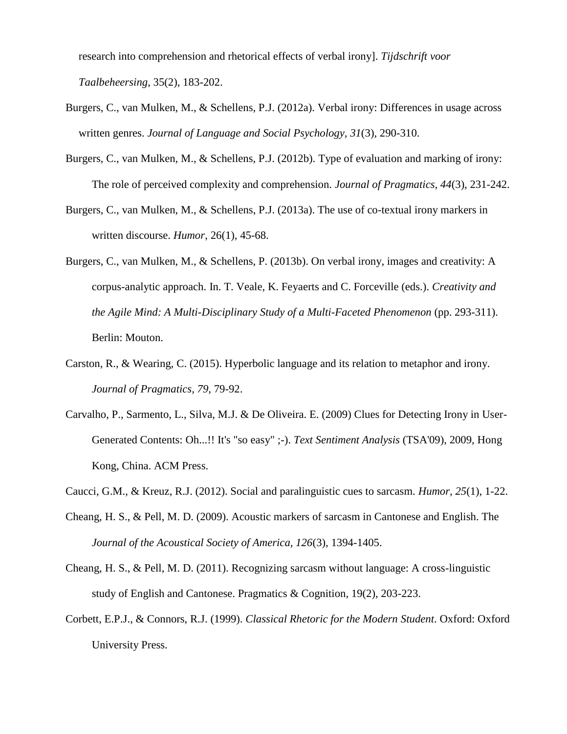research into comprehension and rhetorical effects of verbal irony]. *Tijdschrift voor Taalbeheersing*, 35(2), 183-202.

Burgers, C., van Mulken, M., & Schellens, P.J. (2012a). Verbal irony: Differences in usage across written genres. *Journal of Language and Social Psychology, 31*(3), 290-310.

Burgers, C., van Mulken, M., & Schellens, P.J. (2012b). Type of evaluation and marking of irony: The role of perceived complexity and comprehension. *Journal of Pragmatics, 44*(3), 231-242.

Burgers, C., van Mulken, M., & Schellens, P.J. (2013a). The use of co-textual irony markers in written discourse. *Humor*, 26(1), 45-68.

Burgers, C., van Mulken, M., & Schellens, P. (2013b). On verbal irony, images and creativity: A corpus-analytic approach. In. T. Veale, K. Feyaerts and C. Forceville (eds.). *Creativity and the Agile Mind: A Multi-Disciplinary Study of a Multi-Faceted Phenomenon* (pp. 293-311). Berlin: Mouton.

Carston, R., & Wearing, C. (2015). Hyperbolic language and its relation to metaphor and irony. *Journal of Pragmatics, 79*, 79-92.

Carvalho, P., Sarmento, L., Silva, M.J. & De Oliveira. E. (2009) Clues for Detecting Irony in User-Generated Contents: Oh...!! It's "so easy" ;-). *Text Sentiment Analysis* (TSA'09), 2009, Hong Kong, China. ACM Press.

Caucci, G.M., & Kreuz, R.J. (2012). Social and paralinguistic cues to sarcasm. *Humor, 25*(1), 1-22.

Cheang, H. S., & Pell, M. D. (2009). Acoustic markers of sarcasm in Cantonese and English. The *Journal of the Acoustical Society of America, 126*(3), 1394-1405.

Cheang, H. S., & Pell, M. D. (2011). Recognizing sarcasm without language: A cross-linguistic study of English and Cantonese. Pragmatics & Cognition, 19(2), 203-223.

Corbett, E.P.J., & Connors, R.J. (1999). *Classical Rhetoric for the Modern Student*. Oxford: Oxford University Press.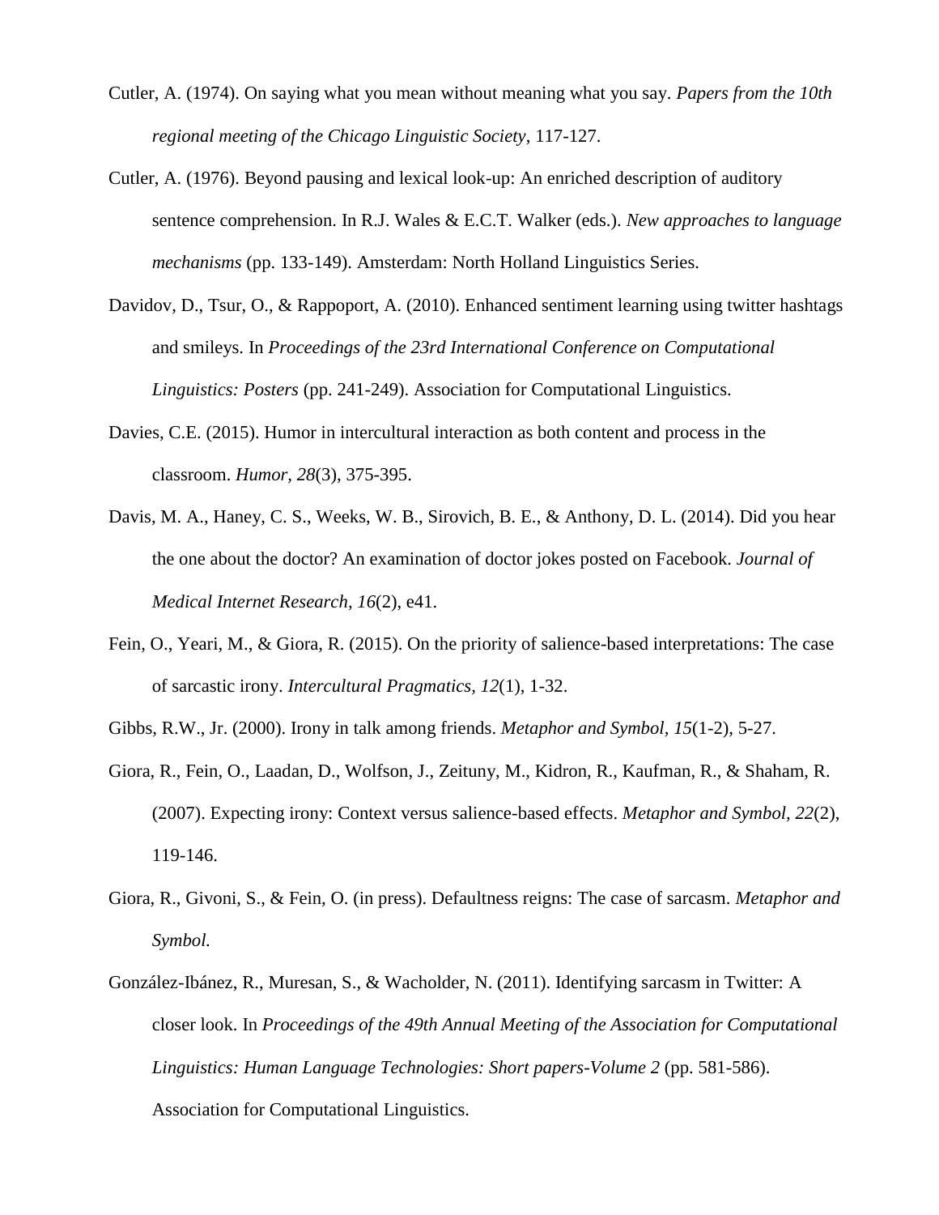Cutler, A. (1974). On saying what you mean without meaning what you say. *Papers from the 10th regional meeting of the Chicago Linguistic Society*, 117-127.

Cutler, A. (1976). Beyond pausing and lexical look-up: An enriched description of auditory sentence comprehension. In R.J. Wales & E.C.T. Walker (eds.). *New approaches to language mechanisms* (pp. 133-149). Amsterdam: North Holland Linguistics Series.

Davidov, D., Tsur, O., & Rappoport, A. (2010). Enhanced sentiment learning using twitter hashtags and smileys. In *Proceedings of the 23rd International Conference on Computational Linguistics: Posters* (pp. 241-249). Association for Computational Linguistics.

Davies, C.E. (2015). Humor in intercultural interaction as both content and process in the classroom. *Humor, 28*(3), 375-395.

Davis, M. A., Haney, C. S., Weeks, W. B., Sirovich, B. E., & Anthony, D. L. (2014). Did you hear the one about the doctor? An examination of doctor jokes posted on Facebook. *Journal of Medical Internet Research, 16*(2), e41.

Fein, O., Yeari, M., & Giora, R. (2015). On the priority of salience-based interpretations: The case of sarcastic irony. *Intercultural Pragmatics, 12*(1), 1-32.

Gibbs, R.W., Jr. (2000). Irony in talk among friends. *Metaphor and Symbol, 15*(1-2), 5-27.

Giora, R., Fein, O., Laadan, D., Wolfson, J., Zeituny, M., Kidron, R., Kaufman, R., & Shaham, R. (2007). Expecting irony: Context versus salience-based effects. *Metaphor and Symbol, 22*(2), 119-146.

Giora, R., Givoni, S., & Fein, O. (in press). Defaultness reigns: The case of sarcasm. *Metaphor and Symbol.*

González-Ibánez, R., Muresan, S., & Wacholder, N. (2011). Identifying sarcasm in Twitter: A closer look. In *Proceedings of the 49th Annual Meeting of the Association for Computational Linguistics: Human Language Technologies: Short papers-Volume 2* (pp. 581-586). Association for Computational Linguistics.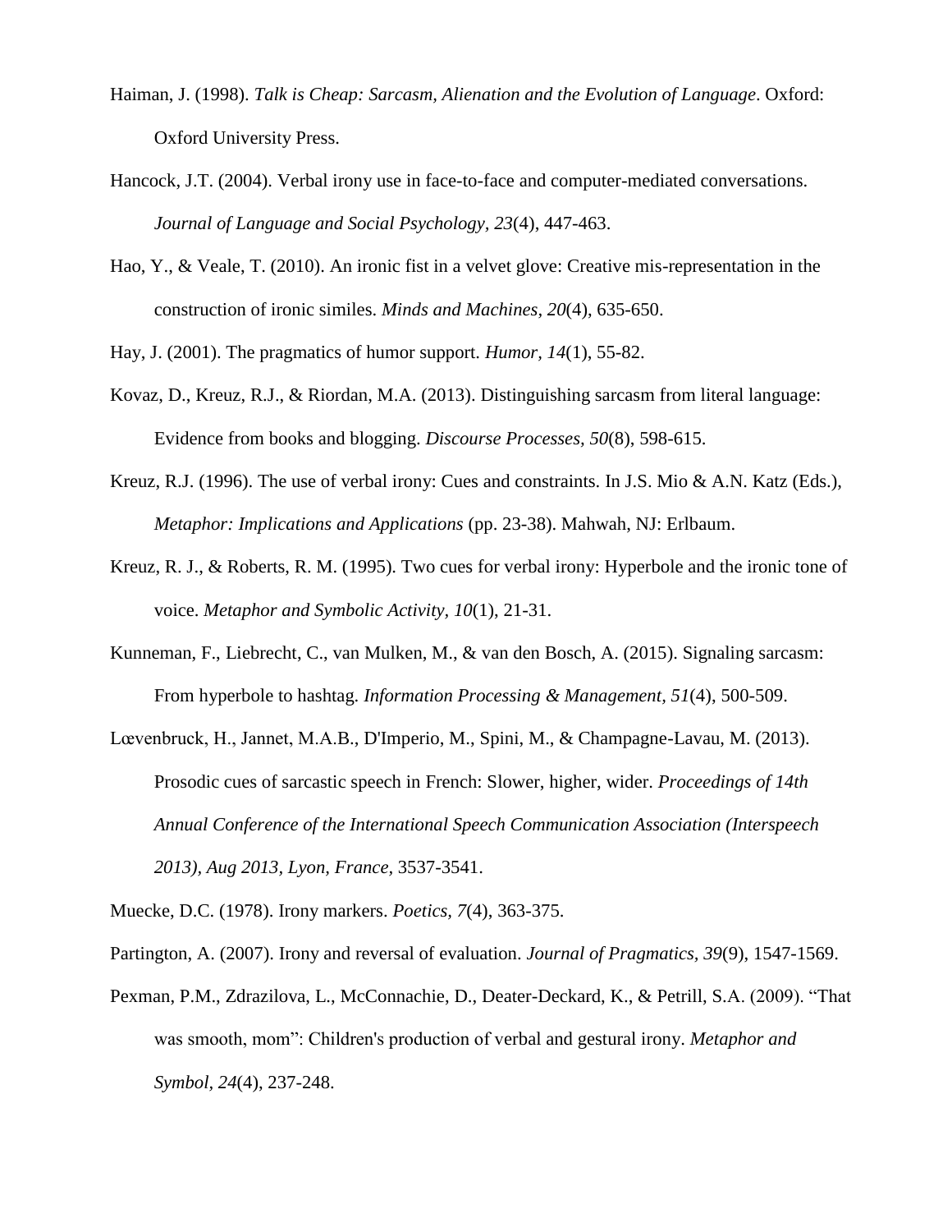Haiman, J. (1998). *Talk is Cheap: Sarcasm, Alienation and the Evolution of Language*. Oxford: Oxford University Press.

Hancock, J.T. (2004). Verbal irony use in face-to-face and computer-mediated conversations. *Journal of Language and Social Psychology, 23*(4), 447-463.

Hao, Y., & Veale, T. (2010). An ironic fist in a velvet glove: Creative mis-representation in the construction of ironic similes. *Minds and Machines, 20*(4), 635-650.

Hay, J. (2001). The pragmatics of humor support. *Humor, 14*(1), 55-82.

Kovaz, D., Kreuz, R.J., & Riordan, M.A. (2013). Distinguishing sarcasm from literal language: Evidence from books and blogging. *Discourse Processes, 50*(8), 598-615.

Kreuz, R.J. (1996). The use of verbal irony: Cues and constraints. In J.S. Mio & A.N. Katz (Eds.), *Metaphor: Implications and Applications* (pp. 23-38). Mahwah, NJ: Erlbaum.

Kreuz, R. J., & Roberts, R. M. (1995). Two cues for verbal irony: Hyperbole and the ironic tone of voice. *Metaphor and Symbolic Activity, 10*(1), 21-31.

Kunneman, F., Liebrecht, C., van Mulken, M., & van den Bosch, A. (2015). Signaling sarcasm: From hyperbole to hashtag. *Information Processing & Management, 51*(4), 500-509.

Lœvenbruck, H., Jannet, M.A.B., D'Imperio, M., Spini, M., & Champagne-Lavau, M. (2013). Prosodic cues of sarcastic speech in French: Slower, higher, wider. *Proceedings of 14th Annual Conference of the International Speech Communication Association (Interspeech 2013), Aug 2013, Lyon, France,* 3537-3541.

Muecke, D.C. (1978). Irony markers. *Poetics, 7*(4), 363-375.

Partington, A. (2007). Irony and reversal of evaluation. *Journal of Pragmatics, 39*(9), 1547-1569.

Pexman, P.M., Zdrazilova, L., McConnachie, D., Deater-Deckard, K., & Petrill, S.A. (2009). "That was smooth, mom": Children's production of verbal and gestural irony. *Metaphor and Symbol, 24*(4), 237-248.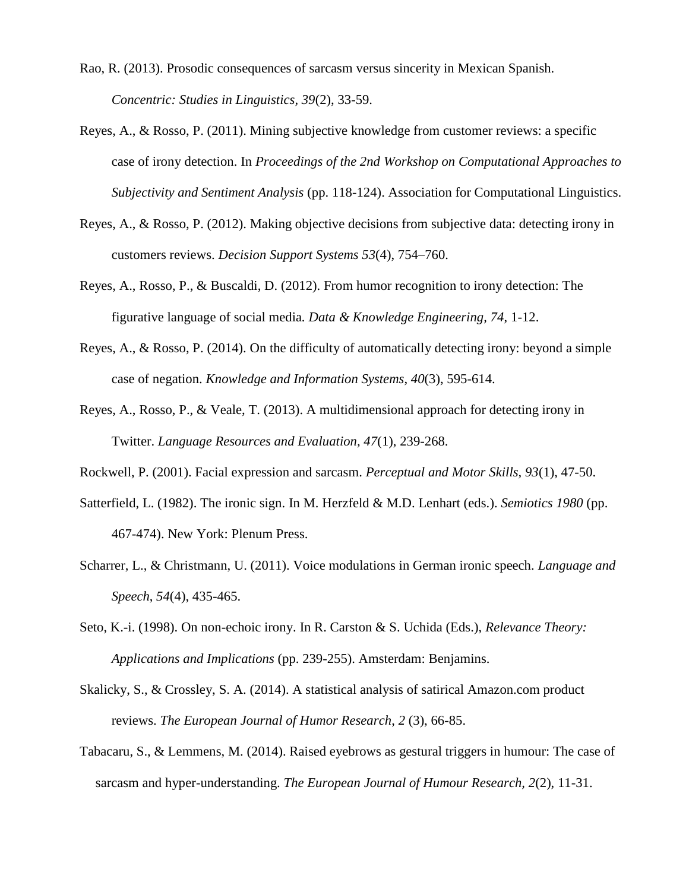Rao, R. (2013). Prosodic consequences of sarcasm versus sincerity in Mexican Spanish. *Concentric: Studies in Linguistics, 39*(2), 33-59.

Reyes, A., & Rosso, P. (2011). Mining subjective knowledge from customer reviews: a specific case of irony detection. In *Proceedings of the 2nd Workshop on Computational Approaches to Subjectivity and Sentiment Analysis* (pp. 118-124). Association for Computational Linguistics.

Reyes, A., & Rosso, P. (2012). Making objective decisions from subjective data: detecting irony in customers reviews. *Decision Support Systems 53*(4), 754–760.

Reyes, A., Rosso, P., & Buscaldi, D. (2012). From humor recognition to irony detection: The figurative language of social media. *Data & Knowledge Engineering, 74*, 1-12.

Reyes, A., & Rosso, P. (2014). On the difficulty of automatically detecting irony: beyond a simple case of negation. *Knowledge and Information Systems*, *40*(3), 595-614.

Reyes, A., Rosso, P., & Veale, T. (2013). A multidimensional approach for detecting irony in Twitter. *Language Resources and Evaluation, 47*(1), 239-268.

Rockwell, P. (2001). Facial expression and sarcasm. *Perceptual and Motor Skills, 93*(1), 47-50.

Satterfield, L. (1982). The ironic sign. In M. Herzfeld & M.D. Lenhart (eds.). *Semiotics 1980* (pp. 467-474). New York: Plenum Press.

Scharrer, L., & Christmann, U. (2011). Voice modulations in German ironic speech. *Language and Speech*, *54*(4), 435-465.

Seto, K.-i. (1998). On non-echoic irony. In R. Carston & S. Uchida (Eds.), *Relevance Theory: Applications and Implications* (pp. 239-255). Amsterdam: Benjamins.

Skalicky, S., & Crossley, S. A. (2014). A statistical analysis of satirical Amazon.com product reviews. *The European Journal of Humor Research*, *2* (3), 66-85.

Tabacaru, S., & Lemmens, M. (2014). Raised eyebrows as gestural triggers in humour: The case of sarcasm and hyper-understanding. *The European Journal of Humour Research*, *2*(2), 11-31.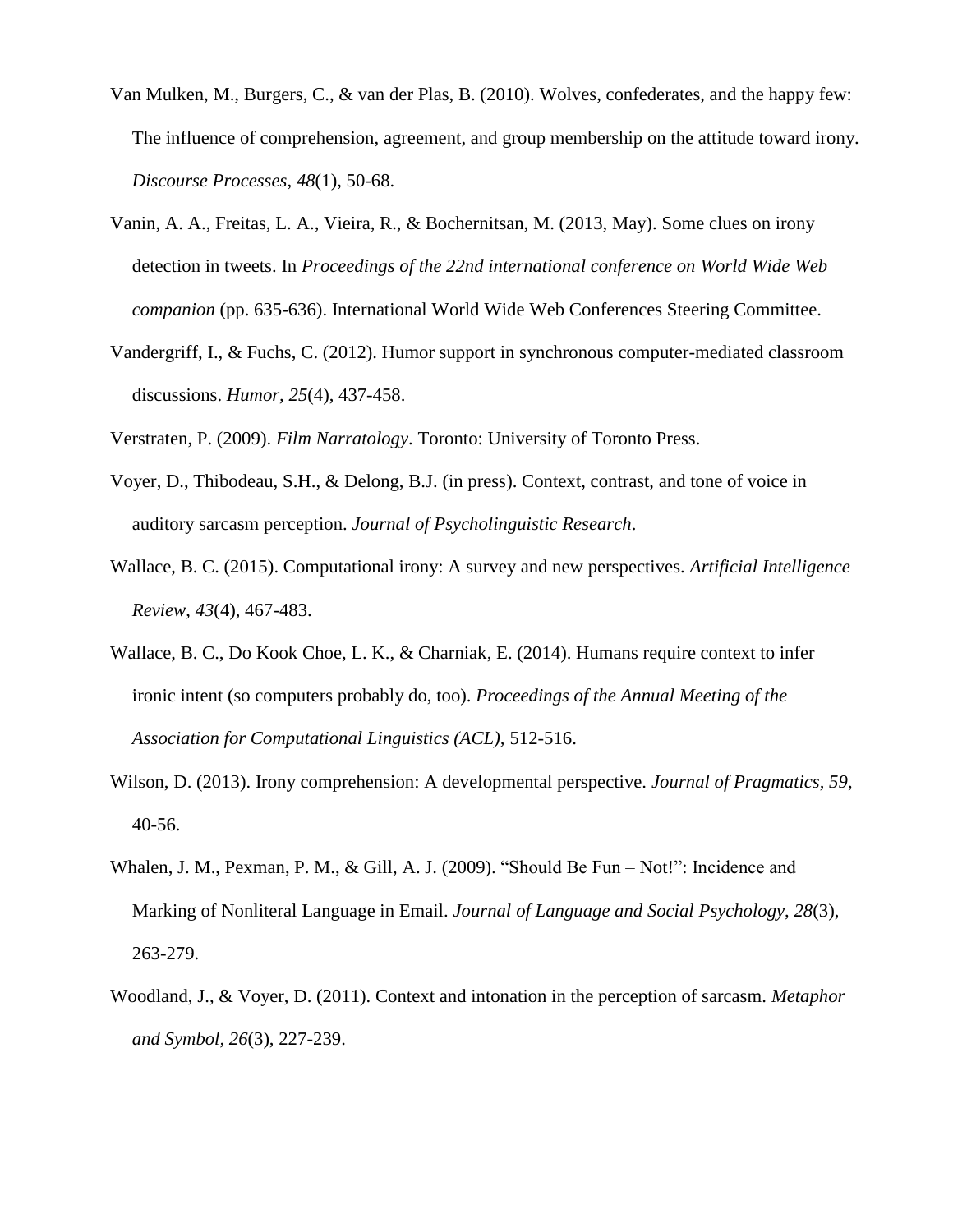Van Mulken, M., Burgers, C., & van der Plas, B. (2010). Wolves, confederates, and the happy few: The influence of comprehension, agreement, and group membership on the attitude toward irony. *Discourse Processes*, *48*(1), 50-68.

Vanin, A. A., Freitas, L. A., Vieira, R., & Bochernitsan, M. (2013, May). Some clues on irony detection in tweets. In *Proceedings of the 22nd international conference on World Wide Web companion* (pp. 635-636). International World Wide Web Conferences Steering Committee.

Vandergriff, I., & Fuchs, C. (2012). Humor support in synchronous computer-mediated classroom discussions. *Humor, 25*(4), 437-458.

Verstraten, P. (2009). *Film Narratology*. Toronto: University of Toronto Press.

Voyer, D., Thibodeau, S.H., & Delong, B.J. (in press). Context, contrast, and tone of voice in auditory sarcasm perception. *Journal of Psycholinguistic Research*.

Wallace, B. C. (2015). Computational irony: A survey and new perspectives. *Artificial Intelligence Review*, *43*(4), 467-483.

Wallace, B. C., Do Kook Choe, L. K., & Charniak, E. (2014). Humans require context to infer ironic intent (so computers probably do, too). *Proceedings of the Annual Meeting of the Association for Computational Linguistics (ACL),* 512-516.

Wilson, D. (2013). Irony comprehension: A developmental perspective. *Journal of Pragmatics, 59*, 40-56.

Whalen, J. M., Pexman, P. M., & Gill, A. J. (2009). "Should Be Fun – Not!": Incidence and Marking of Nonliteral Language in Email. *Journal of Language and Social Psychology*, *28*(3), 263-279.

Woodland, J., & Voyer, D. (2011). Context and intonation in the perception of sarcasm. *Metaphor and Symbol, 26*(3), 227-239.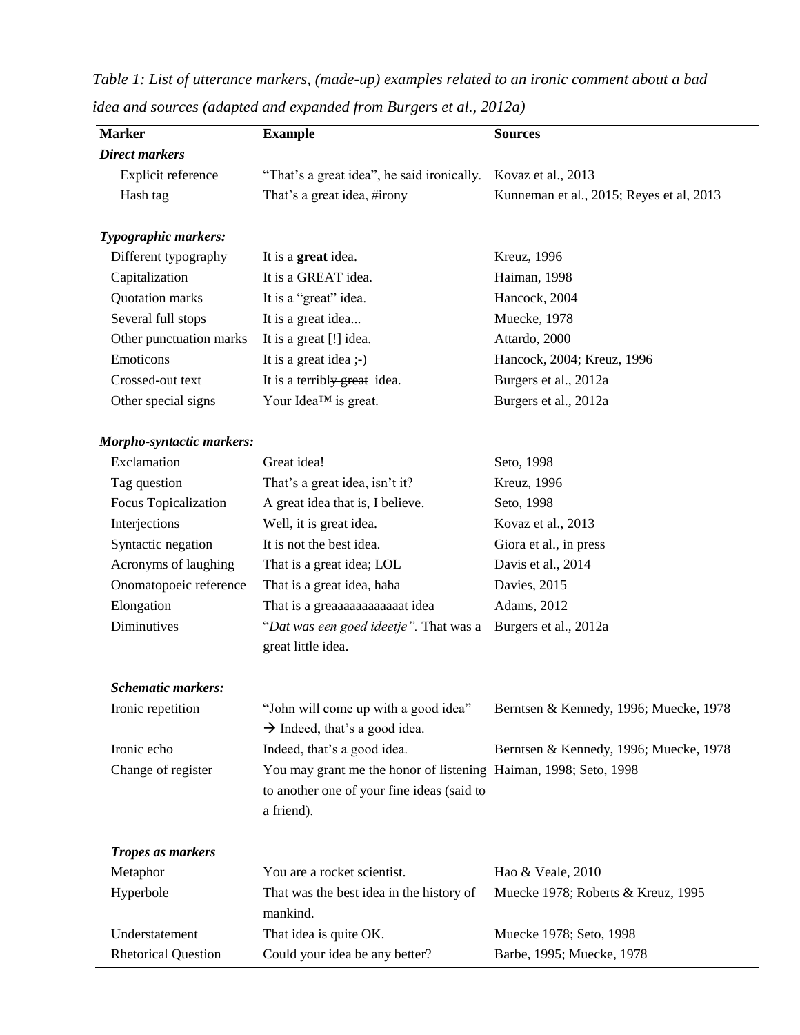*Table 1: List of utterance markers, (made-up) examples related to an ironic comment about a bad idea and sources (adapted and expanded from Burgers et al., 2012a)*

| Marker | Example | Sources |
|---|---|---|
| ***Direct markers*** | | |
| Explicit reference | "That's a great idea", he said ironically. | Kovaz et al., 2013 |
| Hash tag | That's a great idea, #irony | Kunneman et al., 2015; Reyes et al, 2013 |
| ***Typographic markers:*** | | |
| Different typography | It is a **great** idea. | Kreuz, 1996 |
| Capitalization | It is a GREAT idea. | Haiman, 1998 |
| Quotation marks | It is a "great" idea. | Hancock, 2004 |
| Several full stops | It is a great idea... | Muecke, 1978 |
| Other punctuation marks | It is a great [!] idea. | Attardo, 2000 |
| Emoticons | It is a great idea ;-) | Hancock, 2004; Kreuz, 1996 |
| Crossed-out text | It is a terribl~~y great~~ idea. | Burgers et al., 2012a |
| Other special signs | Your Idea™ is great. | Burgers et al., 2012a |
| ***Morpho-syntactic markers:*** | | |
| Exclamation | Great idea! | Seto, 1998 |
| Tag question | That's a great idea, isn't it? | Kreuz, 1996 |
| Focus Topicalization | A great idea that is, I believe. | Seto, 1998 |
| Interjections | Well, it is great idea. | Kovaz et al., 2013 |
| Syntactic negation | It is not the best idea. | Giora et al., in press |
| Acronyms of laughing | That is a great idea; LOL | Davis et al., 2014 |
| Onomatopoeic reference | That is a great idea, haha | Davies, 2015 |
| Elongation | That is a greaaaaaaaaaaaat idea | Adams, 2012 |
| Diminutives | "*Dat was een goed ideetje".* That was a great little idea. | Burgers et al., 2012a |
| ***Schematic markers:*** | | |
| Ironic repetition | "John will come up with a good idea" → Indeed, that's a good idea. | Berntsen & Kennedy, 1996; Muecke, 1978 |
| Ironic echo | Indeed, that's a good idea. | Berntsen & Kennedy, 1996; Muecke, 1978 |
| Change of register | You may grant me the honor of listening to another one of your fine ideas (said to a friend). | Haiman, 1998; Seto, 1998 |
| ***Tropes as markers*** | | |
| Metaphor | You are a rocket scientist. | Hao & Veale, 2010 |
| Hyperbole | That was the best idea in the history of mankind. | Muecke 1978; Roberts & Kreuz, 1995 |
| Understatement | That idea is quite OK. | Muecke 1978; Seto, 1998 |
| Rhetorical Question | Could your idea be any better? | Barbe, 1995; Muecke, 1978 |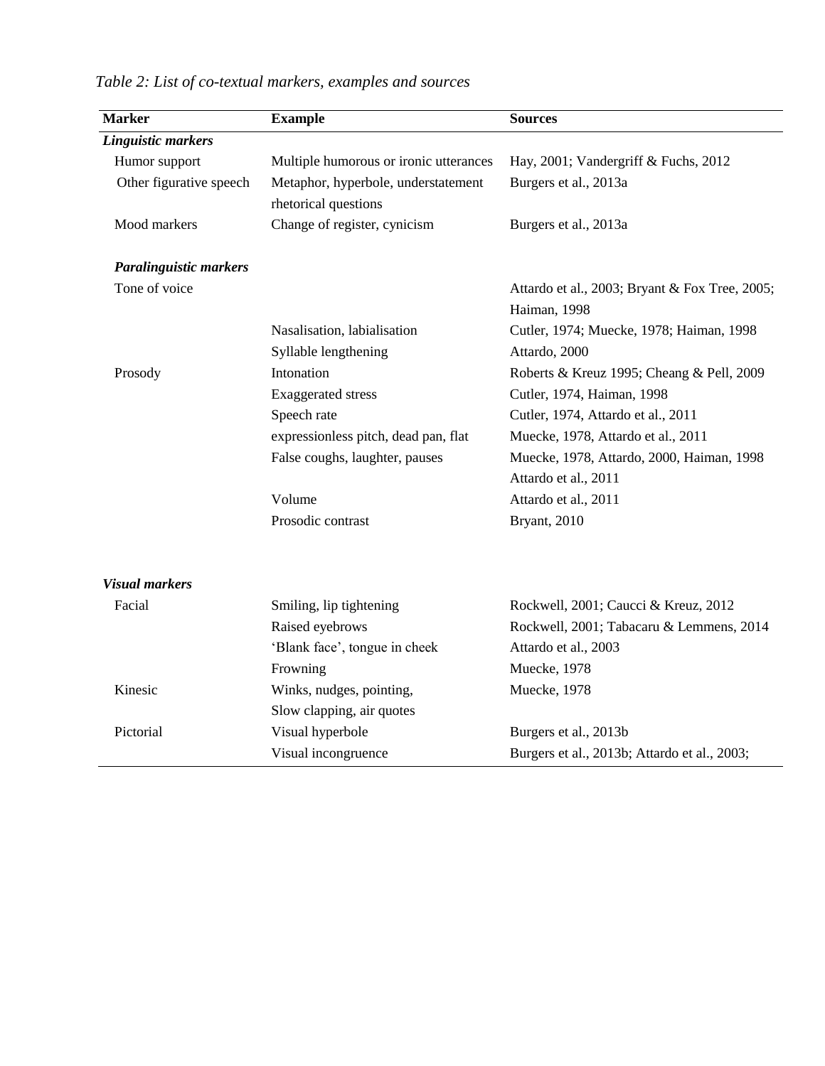*Table 2: List of co-textual markers, examples and sources*

| Marker | Example | Sources |
|---|---|---|
| ***Linguistic markers*** | | |
| Humor support | Multiple humorous or ironic utterances | Hay, 2001; Vandergriff & Fuchs, 2012 |
| Other figurative speech | Metaphor, hyperbole, understatement rhetorical questions | Burgers et al., 2013a |
| Mood markers | Change of register, cynicism | Burgers et al., 2013a |
| ***Paralinguistic markers*** | | |
| Tone of voice | | Attardo et al., 2003; Bryant & Fox Tree, 2005; Haiman, 1998 |
| | Nasalisation, labialisation | Cutler, 1974; Muecke, 1978; Haiman, 1998 |
| | Syllable lengthening | Attardo, 2000 |
| Prosody | Intonation | Roberts & Kreuz 1995; Cheang & Pell, 2009 |
| | Exaggerated stress | Cutler, 1974, Haiman, 1998 |
| | Speech rate | Cutler, 1974, Attardo et al., 2011 |
| | expressionless pitch, dead pan, flat | Muecke, 1978, Attardo et al., 2011 |
| | False coughs, laughter, pauses | Muecke, 1978, Attardo, 2000, Haiman, 1998 Attardo et al., 2011 |
| | Volume | Attardo et al., 2011 |
| | Prosodic contrast | Bryant, 2010 |
| ***Visual markers*** | | |
| Facial | Smiling, lip tightening | Rockwell, 2001; Caucci & Kreuz, 2012 |
| | Raised eyebrows | Rockwell, 2001; Tabacaru & Lemmens, 2014 |
| | 'Blank face', tongue in cheek | Attardo et al., 2003 |
| | Frowning | Muecke, 1978 |
| Kinesic | Winks, nudges, pointing, Slow clapping, air quotes | Muecke, 1978 |
| Pictorial | Visual hyperbole | Burgers et al., 2013b |
| | Visual incongruence | Burgers et al., 2013b; Attardo et al., 2003; |